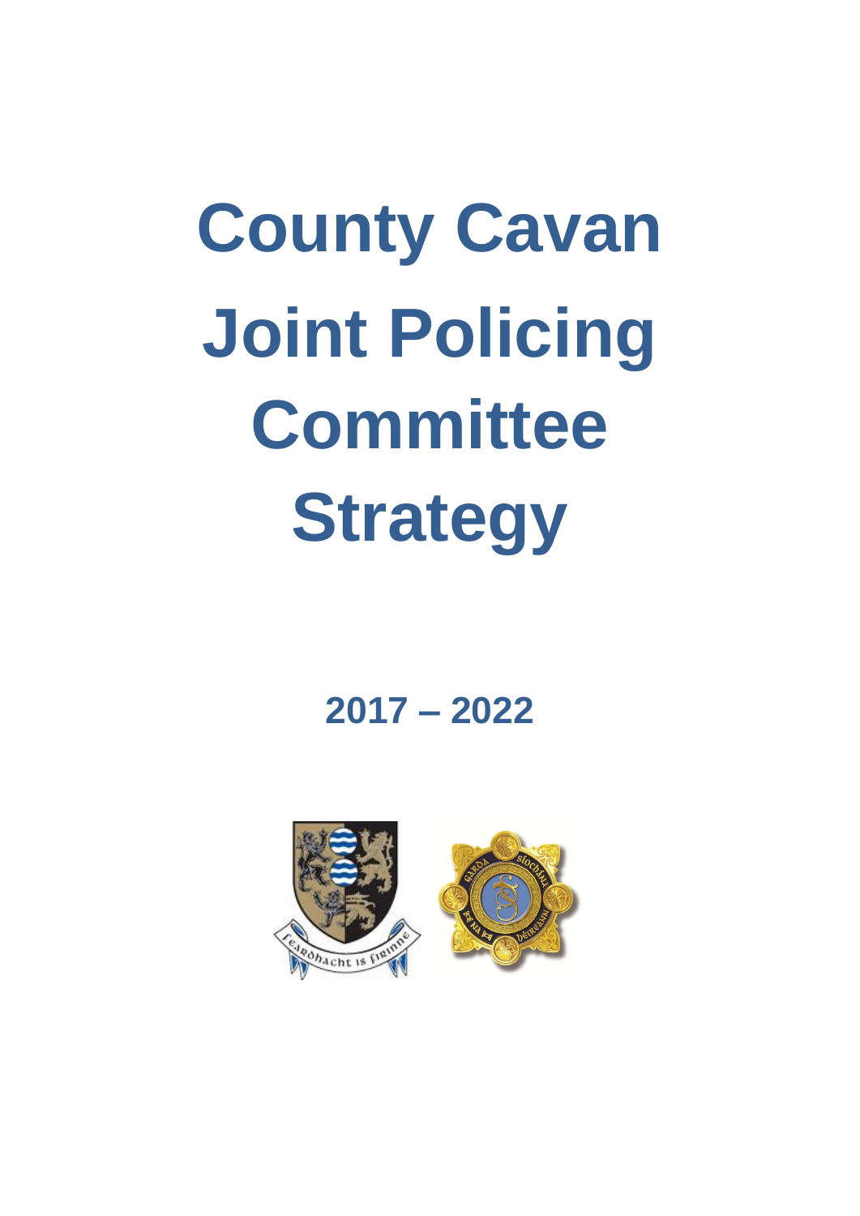# County Cavan Joint Policing Committee Strategy

## 2017 – 2022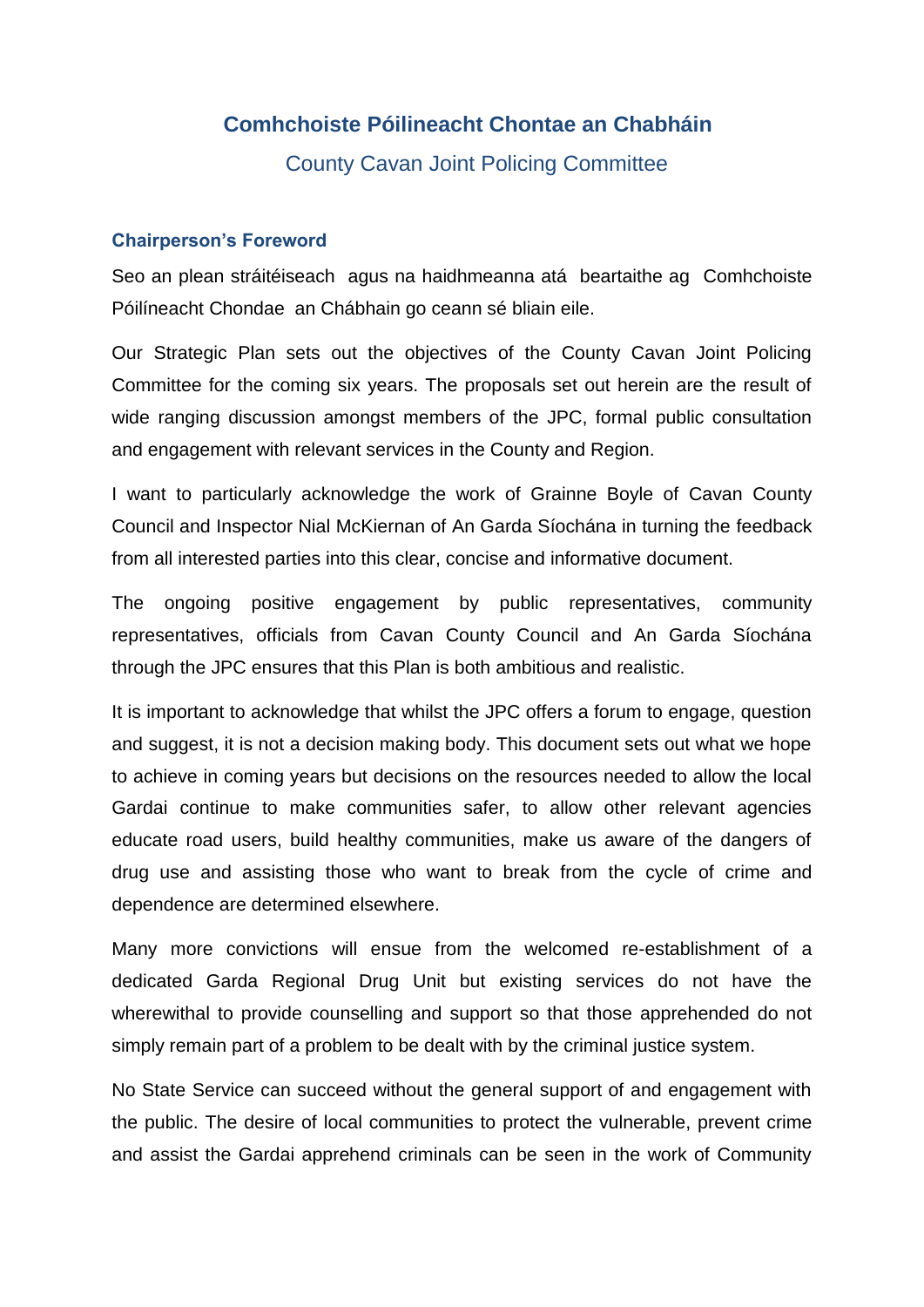# Comhchoiste Póilineacht Chontae an Chabháin

## County Cavan Joint Policing Committee

### Chairperson's Foreword

Seo an plean stráitéiseach agus na haidhmeanna atá beartaithe ag Comhchoiste Póilíneacht Chondae an Chábhain go ceann sé bliain eile.

Our Strategic Plan sets out the objectives of the County Cavan Joint Policing Committee for the coming six years. The proposals set out herein are the result of wide ranging discussion amongst members of the JPC, formal public consultation and engagement with relevant services in the County and Region.

I want to particularly acknowledge the work of Grainne Boyle of Cavan County Council and Inspector Nial McKiernan of An Garda Síochána in turning the feedback from all interested parties into this clear, concise and informative document.

The ongoing positive engagement by public representatives, community representatives, officials from Cavan County Council and An Garda Síochána through the JPC ensures that this Plan is both ambitious and realistic.

It is important to acknowledge that whilst the JPC offers a forum to engage, question and suggest, it is not a decision making body. This document sets out what we hope to achieve in coming years but decisions on the resources needed to allow the local Gardai continue to make communities safer, to allow other relevant agencies educate road users, build healthy communities, make us aware of the dangers of drug use and assisting those who want to break from the cycle of crime and dependence are determined elsewhere.

Many more convictions will ensue from the welcomed re-establishment of a dedicated Garda Regional Drug Unit but existing services do not have the wherewithal to provide counselling and support so that those apprehended do not simply remain part of a problem to be dealt with by the criminal justice system.

No State Service can succeed without the general support of and engagement with the public. The desire of local communities to protect the vulnerable, prevent crime and assist the Gardai apprehend criminals can be seen in the work of Community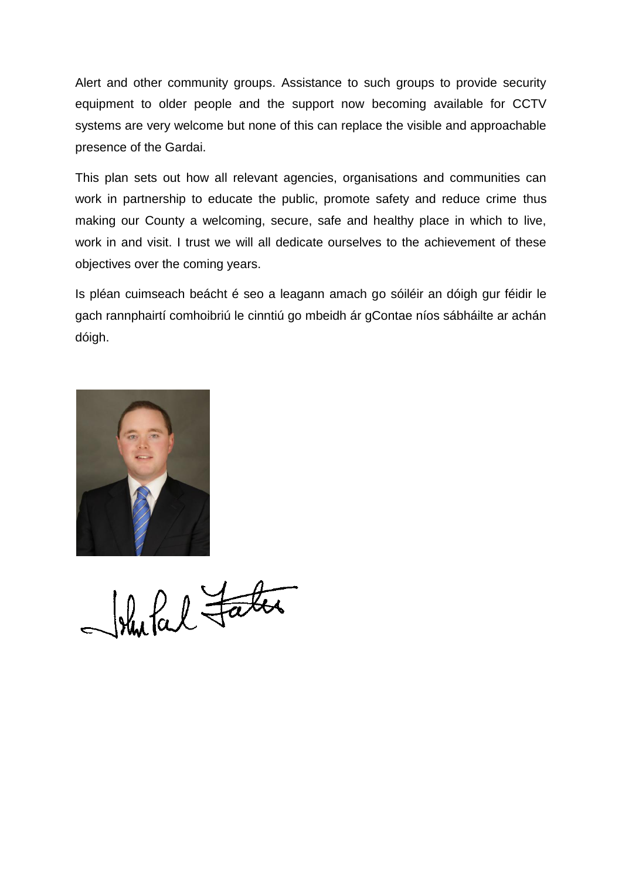Alert and other community groups. Assistance to such groups to provide security equipment to older people and the support now becoming available for CCTV systems are very welcome but none of this can replace the visible and approachable presence of the Gardai.

This plan sets out how all relevant agencies, organisations and communities can work in partnership to educate the public, promote safety and reduce crime thus making our County a welcoming, secure, safe and healthy place in which to live, work in and visit. I trust we will all dedicate ourselves to the achievement of these objectives over the coming years.

Is pléan cuimseach beácht é seo a leagann amach go sóiléir an dóigh gur féidir le gach rannphairtí comhoibriú le cinntiú go mbeidh ár gContae níos sábháilte ar achán dóigh.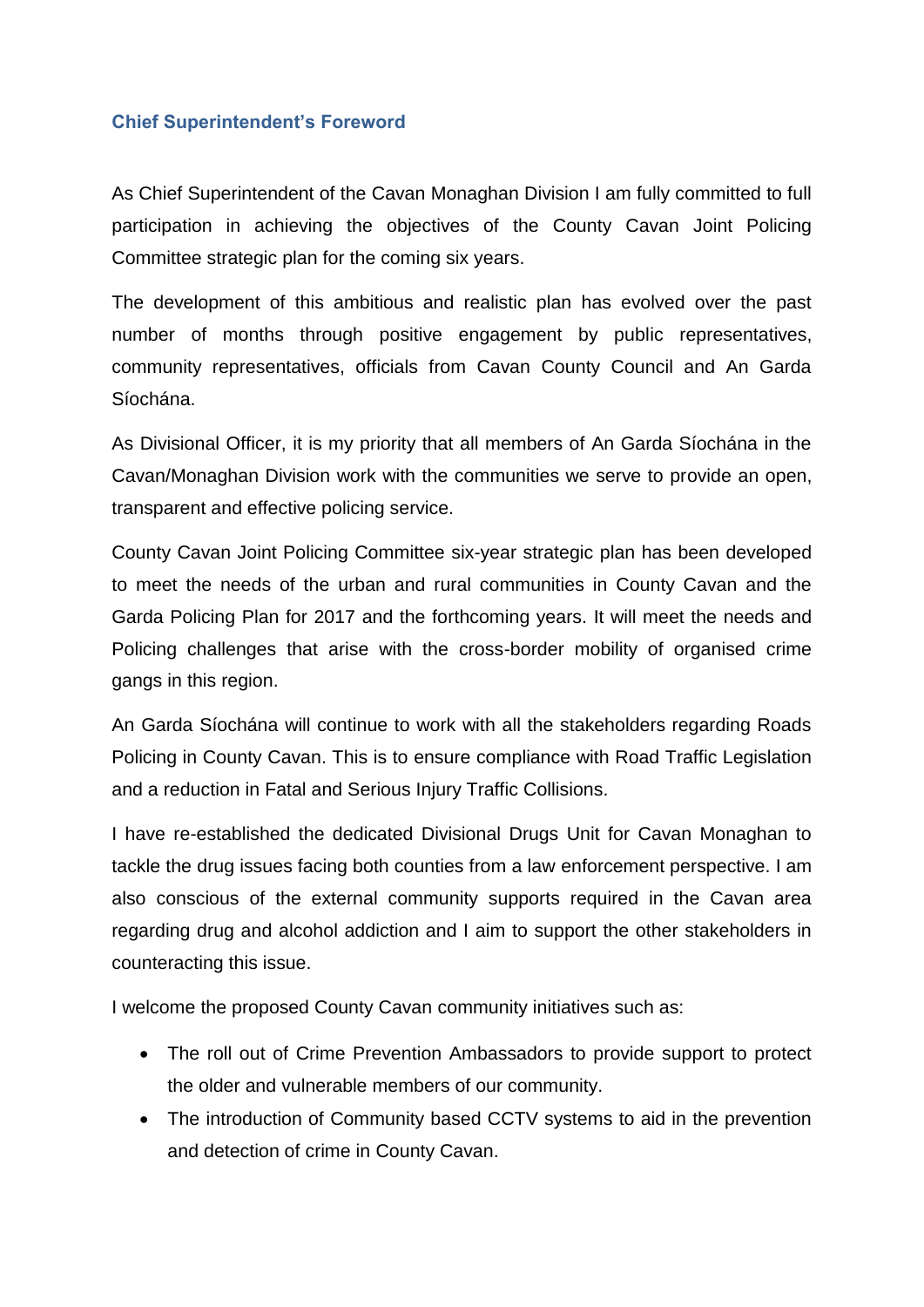## Chief Superintendent's Foreword

As Chief Superintendent of the Cavan Monaghan Division I am fully committed to full participation in achieving the objectives of the County Cavan Joint Policing Committee strategic plan for the coming six years.

The development of this ambitious and realistic plan has evolved over the past number of months through positive engagement by public representatives, community representatives, officials from Cavan County Council and An Garda Síochána.

As Divisional Officer, it is my priority that all members of An Garda Síochána in the Cavan/Monaghan Division work with the communities we serve to provide an open, transparent and effective policing service.

County Cavan Joint Policing Committee six-year strategic plan has been developed to meet the needs of the urban and rural communities in County Cavan and the Garda Policing Plan for 2017 and the forthcoming years. It will meet the needs and Policing challenges that arise with the cross-border mobility of organised crime gangs in this region.

An Garda Síochána will continue to work with all the stakeholders regarding Roads Policing in County Cavan. This is to ensure compliance with Road Traffic Legislation and a reduction in Fatal and Serious Injury Traffic Collisions.

I have re-established the dedicated Divisional Drugs Unit for Cavan Monaghan to tackle the drug issues facing both counties from a law enforcement perspective. I am also conscious of the external community supports required in the Cavan area regarding drug and alcohol addiction and I aim to support the other stakeholders in counteracting this issue.

I welcome the proposed County Cavan community initiatives such as:

- The roll out of Crime Prevention Ambassadors to provide support to protect the older and vulnerable members of our community.
- The introduction of Community based CCTV systems to aid in the prevention and detection of crime in County Cavan.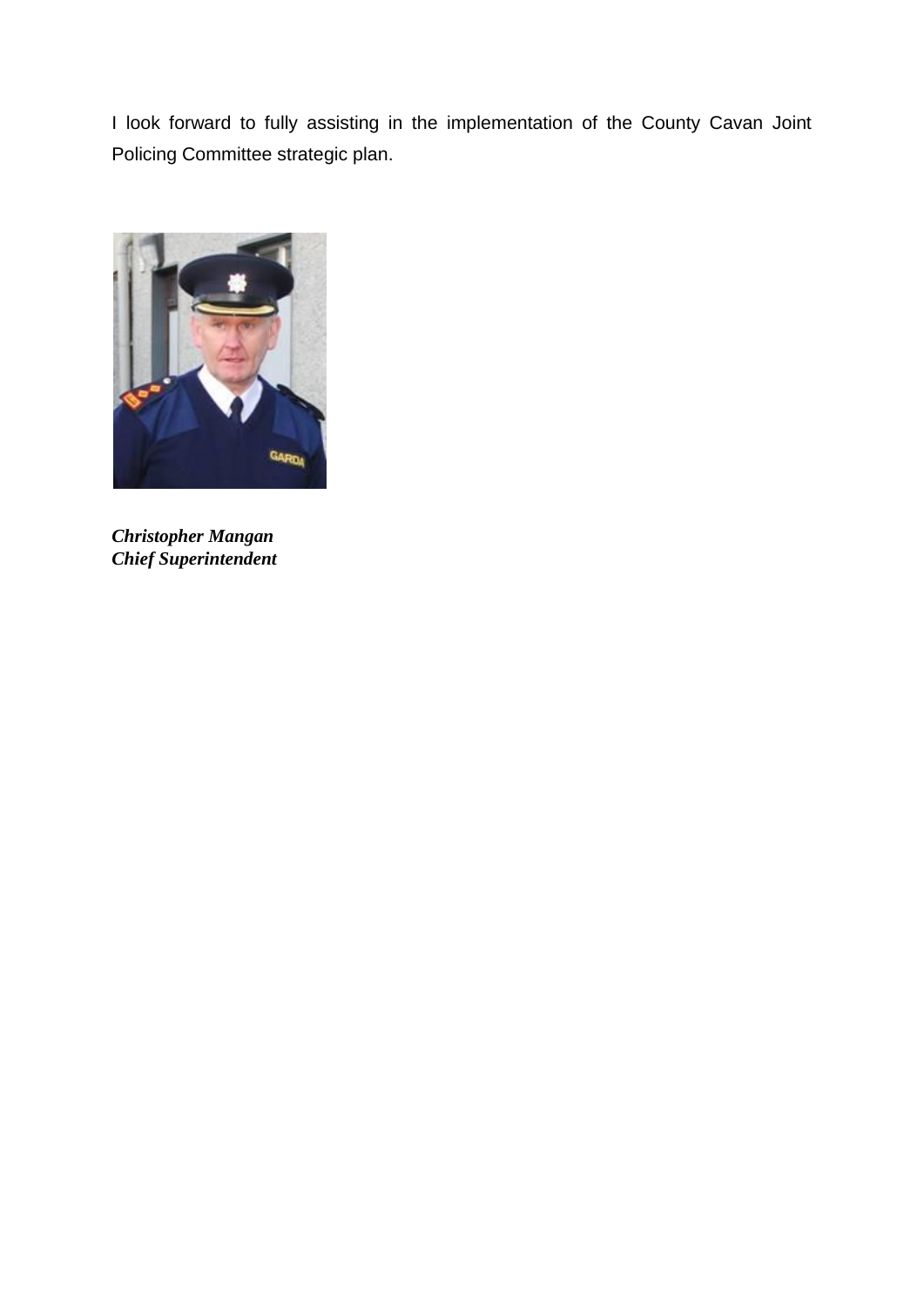I look forward to fully assisting in the implementation of the County Cavan Joint Policing Committee strategic plan.

***Christopher Mangan***
***Chief Superintendent***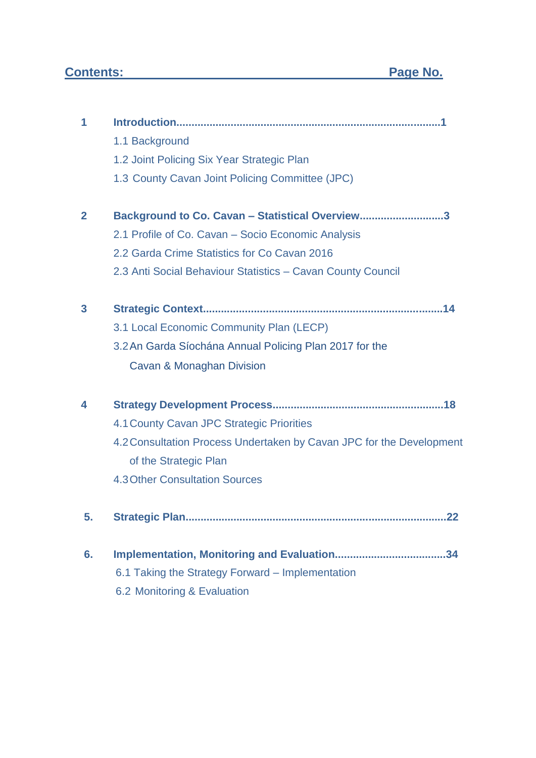**Contents: Page No.**

**1 Introduction.......................................................................................1**

1.1 Background

1.2 Joint Policing Six Year Strategic Plan

1.3 County Cavan Joint Policing Committee (JPC)

**2 Background to Co. Cavan – Statistical Overview...........................3**

2.1 Profile of Co. Cavan – Socio Economic Analysis

2.2 Garda Crime Statistics for Co Cavan 2016

2.3 Anti Social Behaviour Statistics – Cavan County Council

**3 Strategic Context...............................................................................14**

3.1 Local Economic Community Plan (LECP)

3.2 An Garda Síochána Annual Policing Plan 2017 for the Cavan & Monaghan Division

**4 Strategy Development Process........................................................18**

4.1 County Cavan JPC Strategic Priorities

4.2 Consultation Process Undertaken by Cavan JPC for the Development of the Strategic Plan

4.3 Other Consultation Sources

**5. Strategic Plan.....................................................................................22**

**6. Implementation, Monitoring and Evaluation....................................34**

6.1 Taking the Strategy Forward – Implementation

6.2 Monitoring & Evaluation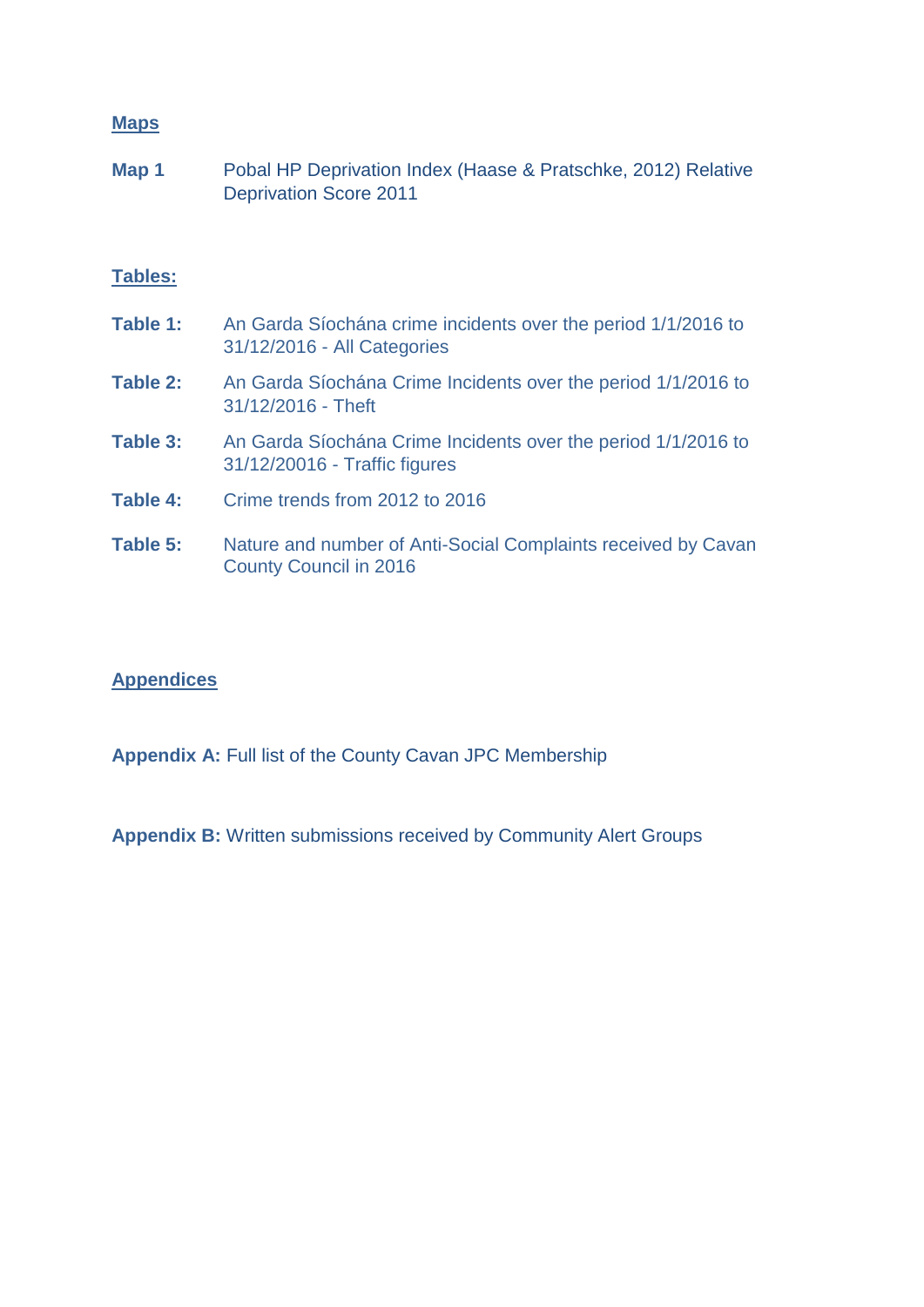## Maps

**Map 1** Pobal HP Deprivation Index (Haase & Pratschke, 2012) Relative Deprivation Score 2011

## Tables:

**Table 1:** An Garda Síochána crime incidents over the period 1/1/2016 to 31/12/2016 - All Categories

**Table 2:** An Garda Síochána Crime Incidents over the period 1/1/2016 to 31/12/2016 - Theft

**Table 3:** An Garda Síochána Crime Incidents over the period 1/1/2016 to 31/12/20016 - Traffic figures

**Table 4:** Crime trends from 2012 to 2016

**Table 5:** Nature and number of Anti-Social Complaints received by Cavan County Council in 2016

## Appendices

**Appendix A:** Full list of the County Cavan JPC Membership

**Appendix B:** Written submissions received by Community Alert Groups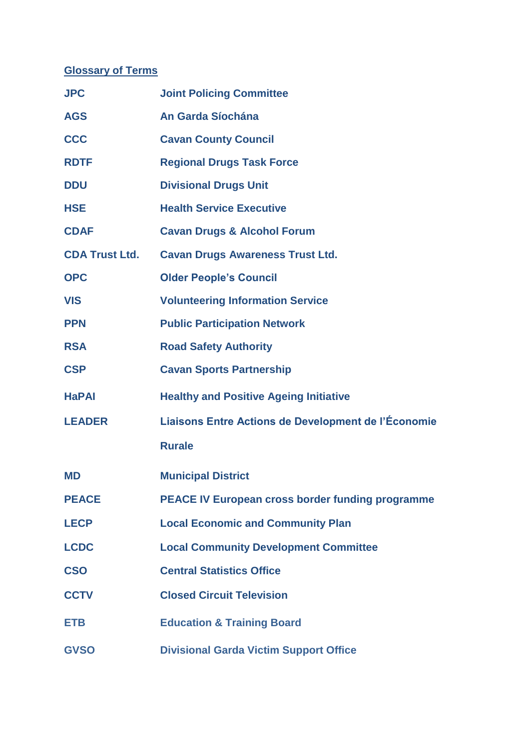## Glossary of Terms

| | |
|---|---|
| **JPC** | **Joint Policing Committee** |
| **AGS** | **An Garda Síochána** |
| **CCC** | **Cavan County Council** |
| **RDTF** | **Regional Drugs Task Force** |
| **DDU** | **Divisional Drugs Unit** |
| **HSE** | **Health Service Executive** |
| **CDAF** | **Cavan Drugs & Alcohol Forum** |
| **CDA Trust Ltd.** | **Cavan Drugs Awareness Trust Ltd.** |
| **OPC** | **Older People's Council** |
| **VIS** | **Volunteering Information Service** |
| **PPN** | **Public Participation Network** |
| **RSA** | **Road Safety Authority** |
| **CSP** | **Cavan Sports Partnership** |
| **HaPAI** | **Healthy and Positive Ageing Initiative** |
| **LEADER** | **Liaisons Entre Actions de Development de l'Économie Rurale** |
| **MD** | **Municipal District** |
| **PEACE** | **PEACE IV European cross border funding programme** |
| **LECP** | **Local Economic and Community Plan** |
| **LCDC** | **Local Community Development Committee** |
| **CSO** | **Central Statistics Office** |
| **CCTV** | **Closed Circuit Television** |
| **ETB** | **Education & Training Board** |
| **GVSO** | **Divisional Garda Victim Support Office** |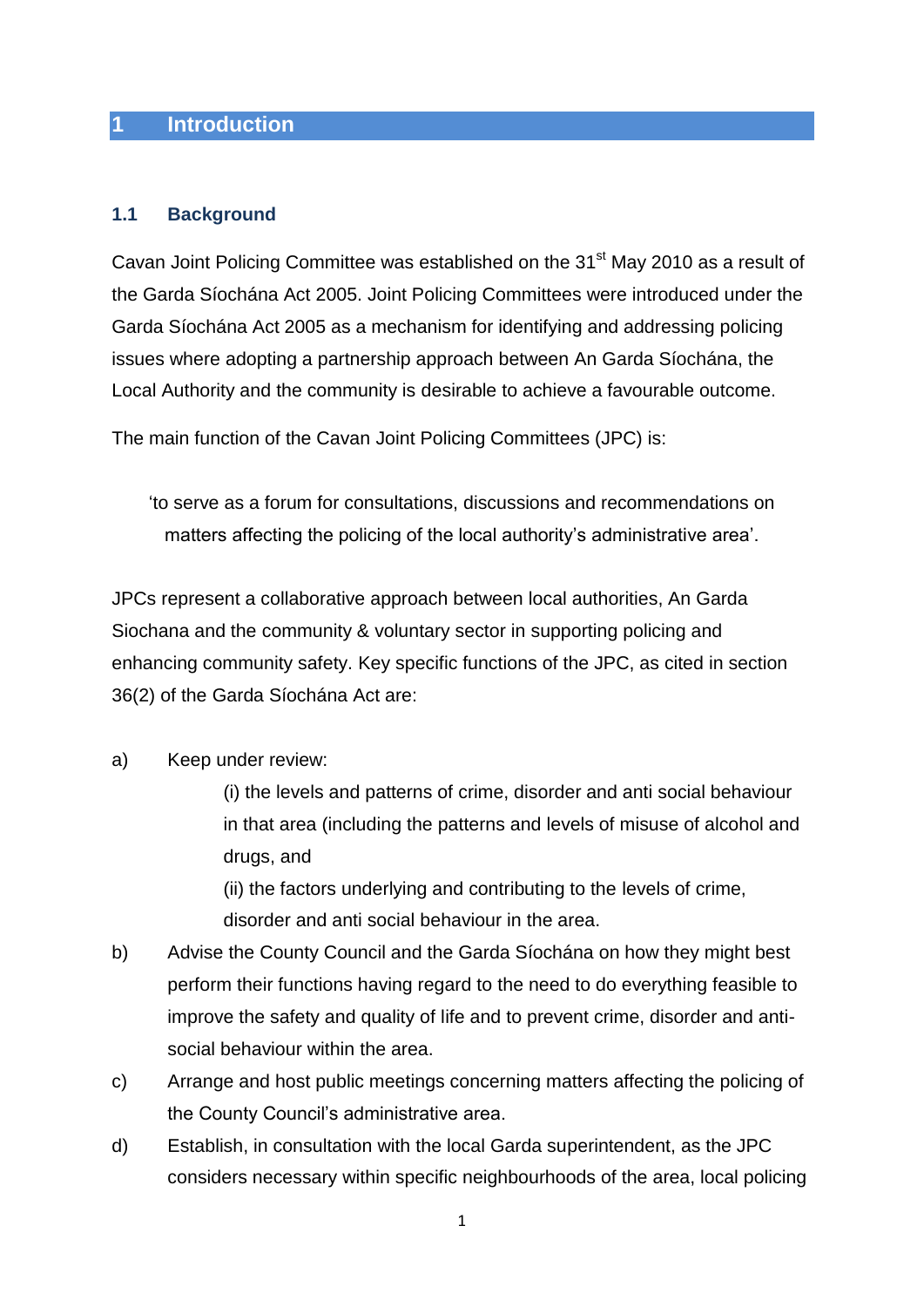# 1 Introduction

## 1.1 Background

Cavan Joint Policing Committee was established on the 31st May 2010 as a result of the Garda Síochána Act 2005. Joint Policing Committees were introduced under the Garda Síochána Act 2005 as a mechanism for identifying and addressing policing issues where adopting a partnership approach between An Garda Síochána, the Local Authority and the community is desirable to achieve a favourable outcome.

The main function of the Cavan Joint Policing Committees (JPC) is:

> 'to serve as a forum for consultations, discussions and recommendations on matters affecting the policing of the local authority's administrative area'.

JPCs represent a collaborative approach between local authorities, An Garda Siochana and the community & voluntary sector in supporting policing and enhancing community safety. Key specific functions of the JPC, as cited in section 36(2) of the Garda Síochána Act are:

a) Keep under review:

   (i) the levels and patterns of crime, disorder and anti social behaviour in that area (including the patterns and levels of misuse of alcohol and drugs, and

   (ii) the factors underlying and contributing to the levels of crime, disorder and anti social behaviour in the area.

b) Advise the County Council and the Garda Síochána on how they might best perform their functions having regard to the need to do everything feasible to improve the safety and quality of life and to prevent crime, disorder and anti-social behaviour within the area.

c) Arrange and host public meetings concerning matters affecting the policing of the County Council's administrative area.

d) Establish, in consultation with the local Garda superintendent, as the JPC considers necessary within specific neighbourhoods of the area, local policing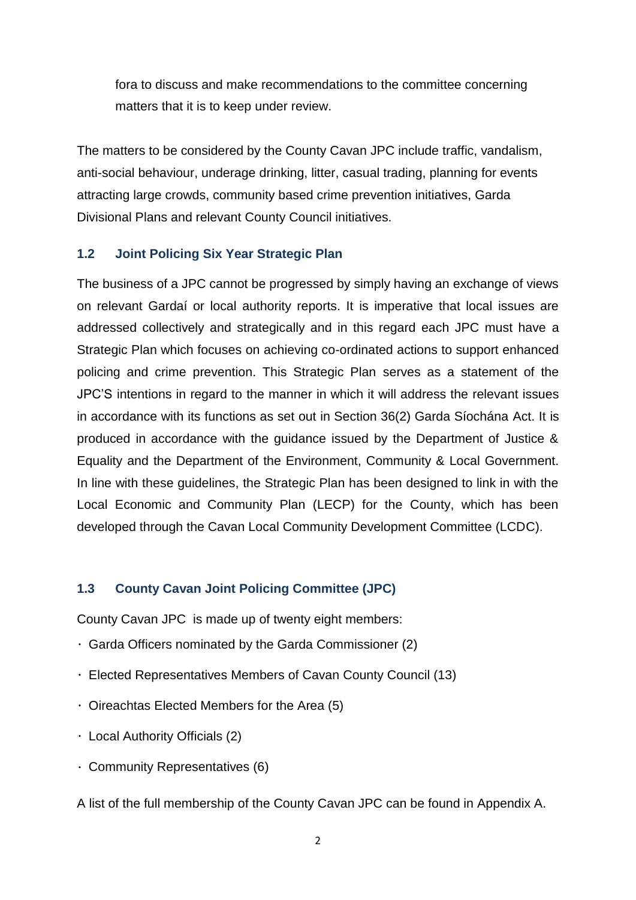fora to discuss and make recommendations to the committee concerning matters that it is to keep under review.

The matters to be considered by the County Cavan JPC include traffic, vandalism, anti-social behaviour, underage drinking, litter, casual trading, planning for events attracting large crowds, community based crime prevention initiatives, Garda Divisional Plans and relevant County Council initiatives.

### 1.2 Joint Policing Six Year Strategic Plan

The business of a JPC cannot be progressed by simply having an exchange of views on relevant Gardaí or local authority reports. It is imperative that local issues are addressed collectively and strategically and in this regard each JPC must have a Strategic Plan which focuses on achieving co-ordinated actions to support enhanced policing and crime prevention. This Strategic Plan serves as a statement of the JPC'S intentions in regard to the manner in which it will address the relevant issues in accordance with its functions as set out in Section 36(2) Garda Síochána Act. It is produced in accordance with the guidance issued by the Department of Justice & Equality and the Department of the Environment, Community & Local Government. In line with these guidelines, the Strategic Plan has been designed to link in with the Local Economic and Community Plan (LECP) for the County, which has been developed through the Cavan Local Community Development Committee (LCDC).

### 1.3 County Cavan Joint Policing Committee (JPC)

County Cavan JPC is made up of twenty eight members:

- Garda Officers nominated by the Garda Commissioner (2)
- Elected Representatives Members of Cavan County Council (13)
- Oireachtas Elected Members for the Area (5)
- Local Authority Officials (2)
- Community Representatives (6)

A list of the full membership of the County Cavan JPC can be found in Appendix A.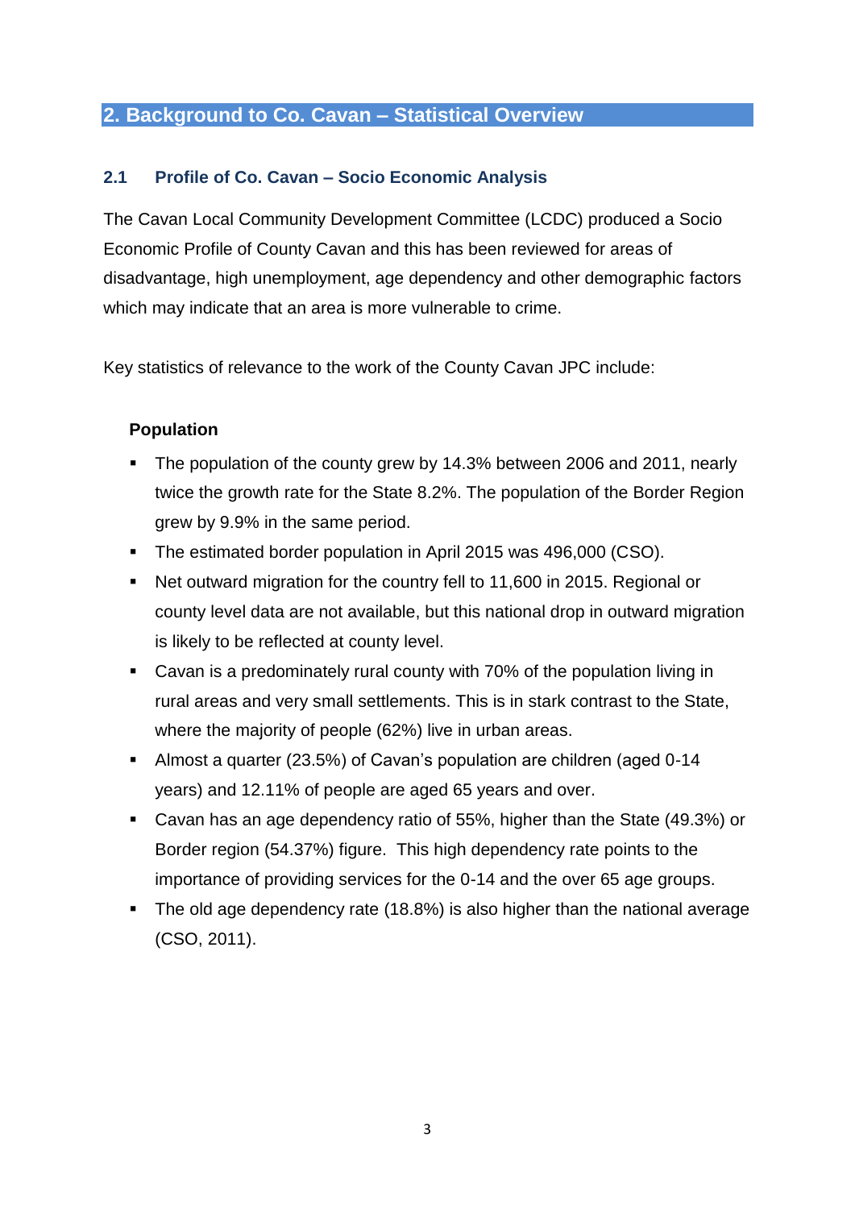## 2. Background to Co. Cavan – Statistical Overview

### 2.1 Profile of Co. Cavan – Socio Economic Analysis

The Cavan Local Community Development Committee (LCDC) produced a Socio Economic Profile of County Cavan and this has been reviewed for areas of disadvantage, high unemployment, age dependency and other demographic factors which may indicate that an area is more vulnerable to crime.

Key statistics of relevance to the work of the County Cavan JPC include:

**Population**

- The population of the county grew by 14.3% between 2006 and 2011, nearly twice the growth rate for the State 8.2%. The population of the Border Region grew by 9.9% in the same period.
- The estimated border population in April 2015 was 496,000 (CSO).
- Net outward migration for the country fell to 11,600 in 2015. Regional or county level data are not available, but this national drop in outward migration is likely to be reflected at county level.
- Cavan is a predominately rural county with 70% of the population living in rural areas and very small settlements. This is in stark contrast to the State, where the majority of people (62%) live in urban areas.
- Almost a quarter (23.5%) of Cavan's population are children (aged 0-14 years) and 12.11% of people are aged 65 years and over.
- Cavan has an age dependency ratio of 55%, higher than the State (49.3%) or Border region (54.37%) figure. This high dependency rate points to the importance of providing services for the 0-14 and the over 65 age groups.
- The old age dependency rate (18.8%) is also higher than the national average (CSO, 2011).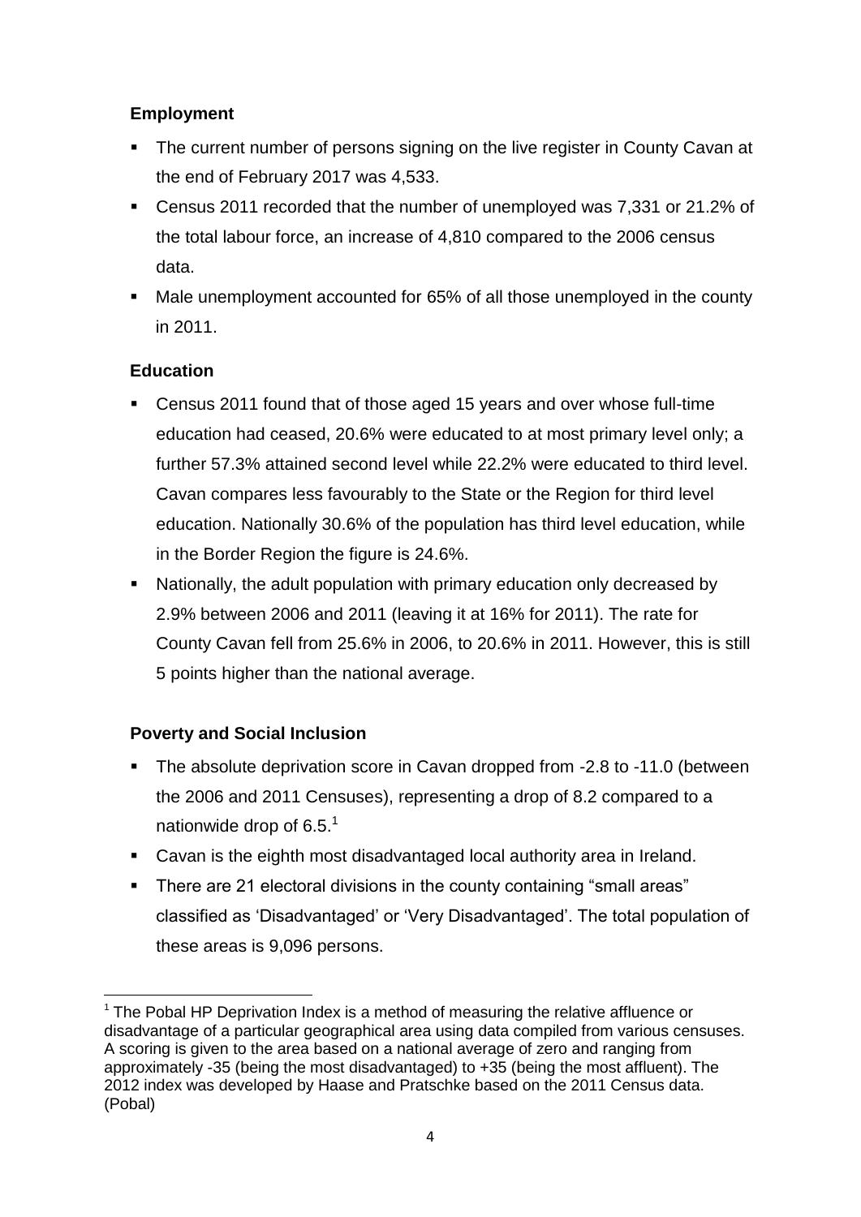### Employment

- The current number of persons signing on the live register in County Cavan at the end of February 2017 was 4,533.
- Census 2011 recorded that the number of unemployed was 7,331 or 21.2% of the total labour force, an increase of 4,810 compared to the 2006 census data.
- Male unemployment accounted for 65% of all those unemployed in the county in 2011.

### Education

- Census 2011 found that of those aged 15 years and over whose full-time education had ceased, 20.6% were educated to at most primary level only; a further 57.3% attained second level while 22.2% were educated to third level. Cavan compares less favourably to the State or the Region for third level education. Nationally 30.6% of the population has third level education, while in the Border Region the figure is 24.6%.
- Nationally, the adult population with primary education only decreased by 2.9% between 2006 and 2011 (leaving it at 16% for 2011). The rate for County Cavan fell from 25.6% in 2006, to 20.6% in 2011. However, this is still 5 points higher than the national average.

### Poverty and Social Inclusion

- The absolute deprivation score in Cavan dropped from -2.8 to -11.0 (between the 2006 and 2011 Censuses), representing a drop of 8.2 compared to a nationwide drop of 6.5.[1]
- Cavan is the eighth most disadvantaged local authority area in Ireland.
- There are 21 electoral divisions in the county containing "small areas" classified as 'Disadvantaged' or 'Very Disadvantaged'. The total population of these areas is 9,096 persons.

[1] The Pobal HP Deprivation Index is a method of measuring the relative affluence or disadvantage of a particular geographical area using data compiled from various censuses. A scoring is given to the area based on a national average of zero and ranging from approximately -35 (being the most disadvantaged) to +35 (being the most affluent). The 2012 index was developed by Haase and Pratschke based on the 2011 Census data. (Pobal)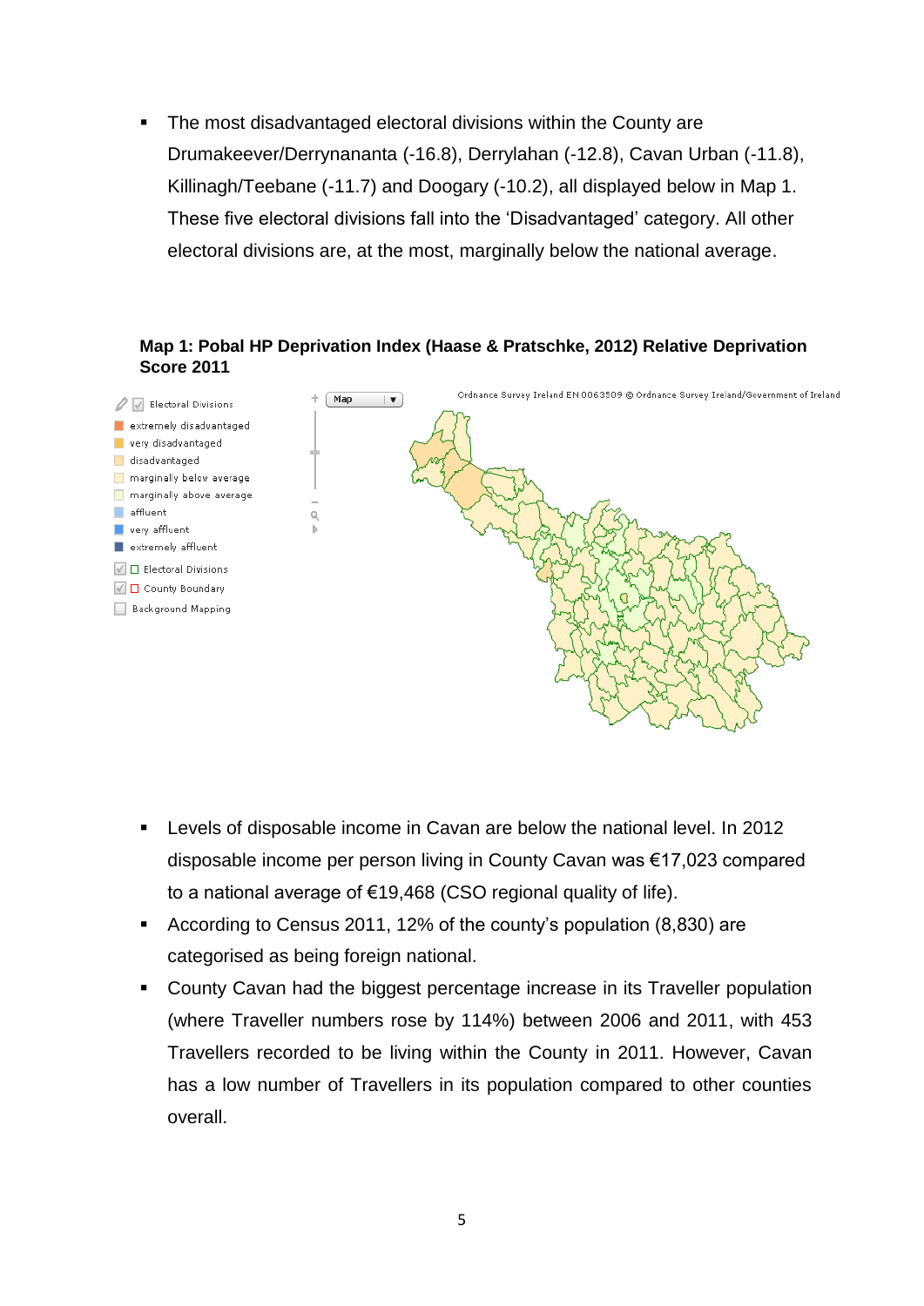- The most disadvantaged electoral divisions within the County are Drumakeever/Derrynananta (-16.8), Derrylahan (-12.8), Cavan Urban (-11.8), Killinagh/Teebane (-11.7) and Doogary (-10.2), all displayed below in Map 1. These five electoral divisions fall into the 'Disadvantaged' category. All other electoral divisions are, at the most, marginally below the national average.

**Map 1: Pobal HP Deprivation Index (Haase & Pratschke, 2012) Relative Deprivation Score 2011**

- Levels of disposable income in Cavan are below the national level. In 2012 disposable income per person living in County Cavan was €17,023 compared to a national average of €19,468 (CSO regional quality of life).
- According to Census 2011, 12% of the county's population (8,830) are categorised as being foreign national.
- County Cavan had the biggest percentage increase in its Traveller population (where Traveller numbers rose by 114%) between 2006 and 2011, with 453 Travellers recorded to be living within the County in 2011. However, Cavan has a low number of Travellers in its population compared to other counties overall.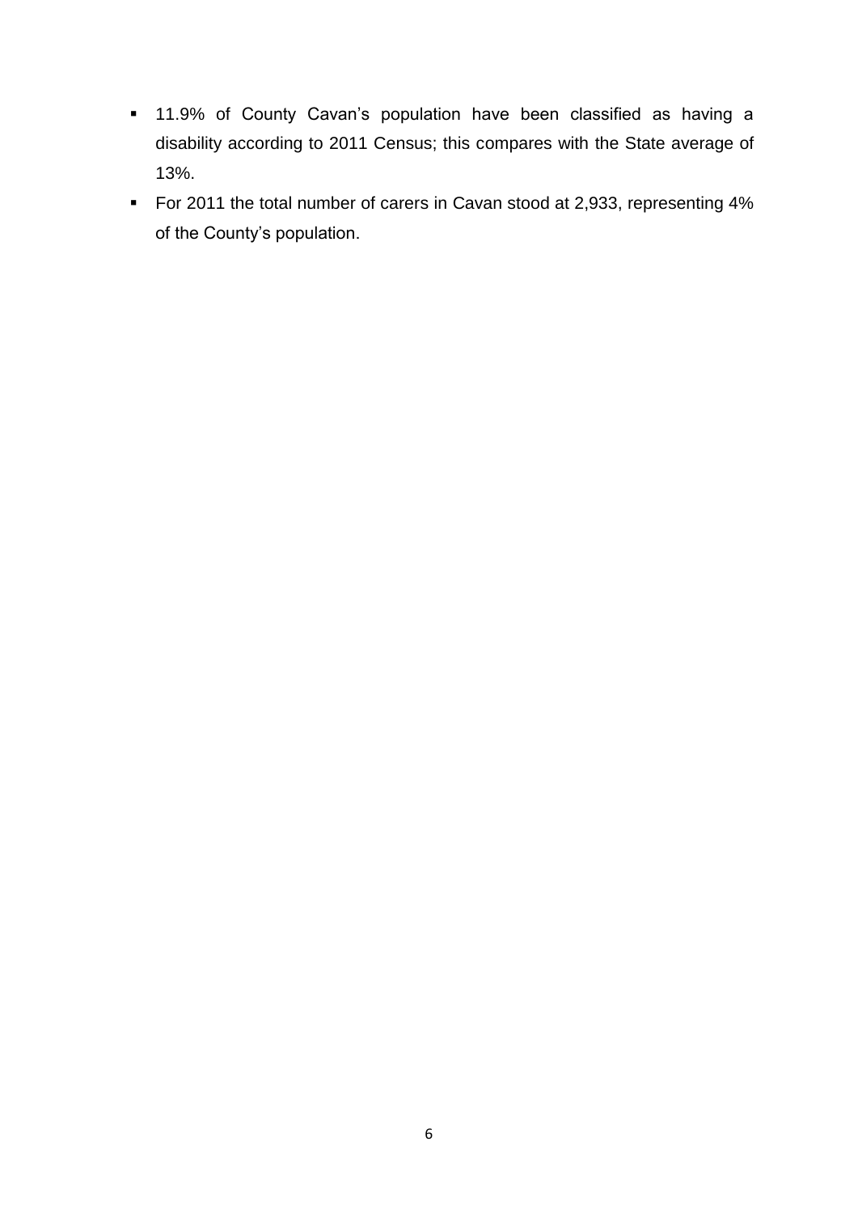- 11.9% of County Cavan's population have been classified as having a disability according to 2011 Census; this compares with the State average of 13%.
- For 2011 the total number of carers in Cavan stood at 2,933, representing 4% of the County's population.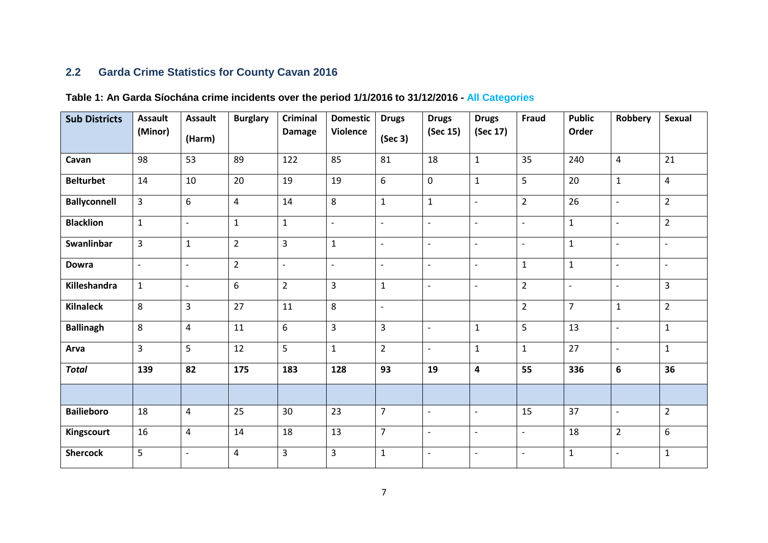## 2.2 Garda Crime Statistics for County Cavan 2016

**Table 1: An Garda Síochána crime incidents over the period 1/1/2016 to 31/12/2016 - All Categories**

| Sub Districts | Assault (Minor) | Assault (Harm) | Burglary | Criminal Damage | Domestic Violence | Drugs (Sec 3) | Drugs (Sec 15) | Drugs (Sec 17) | Fraud | Public Order | Robbery | Sexual |
|---|---|---|---|---|---|---|---|---|---|---|---|---|
| **Cavan** | 98 | 53 | 89 | 122 | 85 | 81 | 18 | 1 | 35 | 240 | 4 | 21 |
| **Belturbet** | 14 | 10 | 20 | 19 | 19 | 6 | 0 | 1 | 5 | 20 | 1 | 4 |
| **Ballyconnell** | 3 | 6 | 4 | 14 | 8 | 1 | 1 | - | 2 | 26 | - | 2 |
| **Blacklion** | 1 | - | 1 | 1 | - | - | - | - | - | 1 | - | 2 |
| **Swanlinbar** | 3 | 1 | 2 | 3 | 1 | - | - | - | - | 1 | - | - |
| **Dowra** | - | - | 2 | - | - | - | - | - | 1 | 1 | - | - |
| **Killeshandra** | 1 | - | 6 | 2 | 3 | 1 | - | - | 2 | - | - | 3 |
| **Kilnaleck** | 8 | 3 | 27 | 11 | 8 | - | | | 2 | 7 | 1 | 2 |
| **Ballinagh** | 8 | 4 | 11 | 6 | 3 | 3 | - | 1 | 5 | 13 | - | 1 |
| **Arva** | 3 | 5 | 12 | 5 | 1 | 2 | - | 1 | 1 | 27 | - | 1 |
| ***Total*** | **139** | **82** | **175** | **183** | **128** | **93** | **19** | **4** | **55** | **336** | **6** | **36** |
| | | | | | | | | | | | | |
| **Bailieboro** | 18 | 4 | 25 | 30 | 23 | 7 | - | - | 15 | 37 | - | 2 |
| **Kingscourt** | 16 | 4 | 14 | 18 | 13 | 7 | - | - | - | 18 | 2 | 6 |
| **Shercock** | 5 | - | 4 | 3 | 3 | 1 | - | - | - | 1 | - | 1 |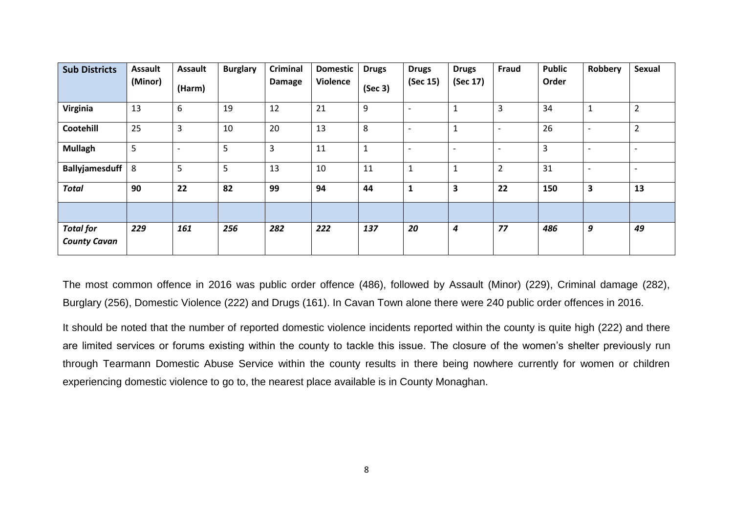| Sub Districts | Assault (Minor) | Assault (Harm) | Burglary | Criminal Damage | Domestic Violence | Drugs (Sec 3) | Drugs (Sec 15) | Drugs (Sec 17) | Fraud | Public Order | Robbery | Sexual |
|---|---|---|---|---|---|---|---|---|---|---|---|---|
| **Virginia** | 13 | 6 | 19 | 12 | 21 | 9 | - | 1 | 3 | 34 | 1 | 2 |
| **Cootehill** | 25 | 3 | 10 | 20 | 13 | 8 | - | 1 | - | 26 | - | 2 |
| **Mullagh** | 5 | - | 5 | 3 | 11 | 1 | - | - | - | 3 | - | - |
| **Ballyjamesduff** | 8 | 5 | 5 | 13 | 10 | 11 | 1 | 1 | 2 | 31 | - | - |
| ***Total*** | **90** | **22** | **82** | **99** | **94** | **44** | **1** | **3** | **22** | **150** | **3** | **13** |
| | | | | | | | | | | | | |
| ***Total for County Cavan*** | ***229*** | ***161*** | ***256*** | ***282*** | ***222*** | ***137*** | ***20*** | ***4*** | ***77*** | ***486*** | ***9*** | ***49*** |

The most common offence in 2016 was public order offence (486), followed by Assault (Minor) (229), Criminal damage (282), Burglary (256), Domestic Violence (222) and Drugs (161). In Cavan Town alone there were 240 public order offences in 2016.

It should be noted that the number of reported domestic violence incidents reported within the county is quite high (222) and there are limited services or forums existing within the county to tackle this issue. The closure of the women's shelter previously run through Tearmann Domestic Abuse Service within the county results in there being nowhere currently for women or children experiencing domestic violence to go to, the nearest place available is in County Monaghan.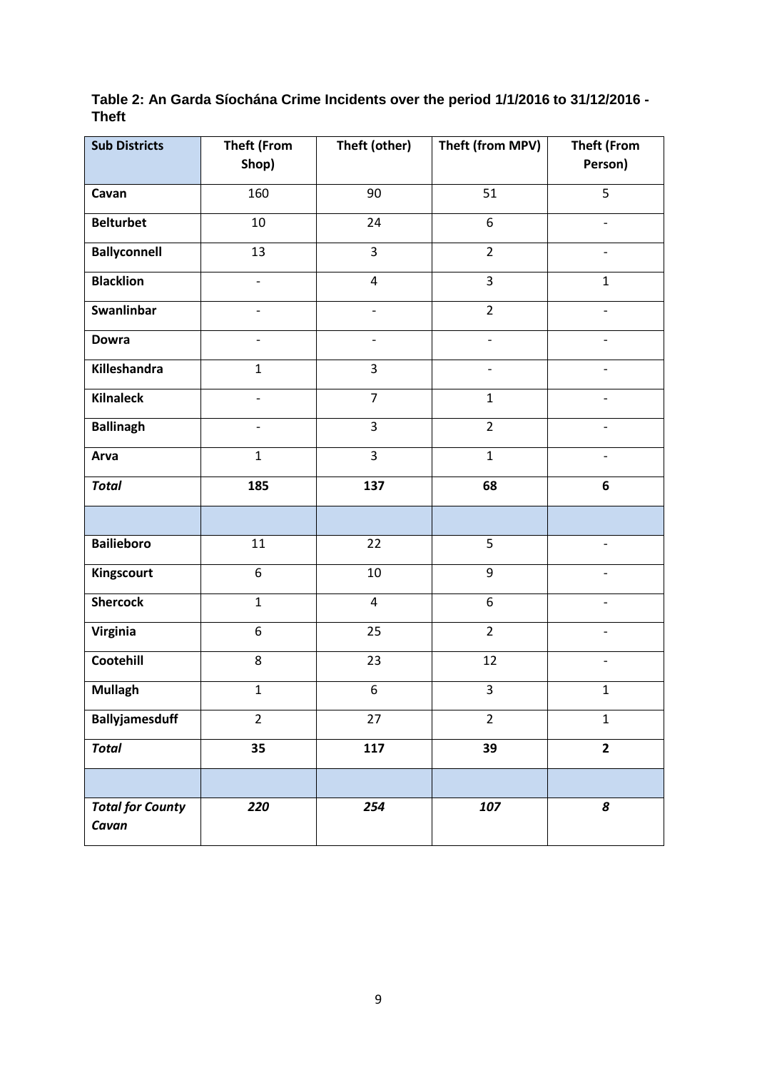**Table 2: An Garda Síochána Crime Incidents over the period 1/1/2016 to 31/12/2016 - Theft**

| Sub Districts | Theft (From Shop) | Theft (other) | Theft (from MPV) | Theft (From Person) |
|---|---|---|---|---|
| **Cavan** | 160 | 90 | 51 | 5 |
| **Belturbet** | 10 | 24 | 6 | - |
| **Ballyconnell** | 13 | 3 | 2 | - |
| **Blacklion** | - | 4 | 3 | 1 |
| **Swanlinbar** | - | - | 2 | - |
| **Dowra** | - | - | - | - |
| **Killeshandra** | 1 | 3 | - | - |
| **Kilnaleck** | - | 7 | 1 | - |
| **Ballinagh** | - | 3 | 2 | - |
| **Arva** | 1 | 3 | 1 | - |
| ***Total*** | **185** | **137** | **68** | **6** |
| | | | | |
| **Bailieboro** | 11 | 22 | 5 | - |
| **Kingscourt** | 6 | 10 | 9 | - |
| **Shercock** | 1 | 4 | 6 | - |
| **Virginia** | 6 | 25 | 2 | - |
| **Cootehill** | 8 | 23 | 12 | - |
| **Mullagh** | 1 | 6 | 3 | 1 |
| **Ballyjamesduff** | 2 | 27 | 2 | 1 |
| ***Total*** | **35** | **117** | **39** | **2** |
| | | | | |
| ***Total for County Cavan*** | ***220*** | ***254*** | ***107*** | ***8*** |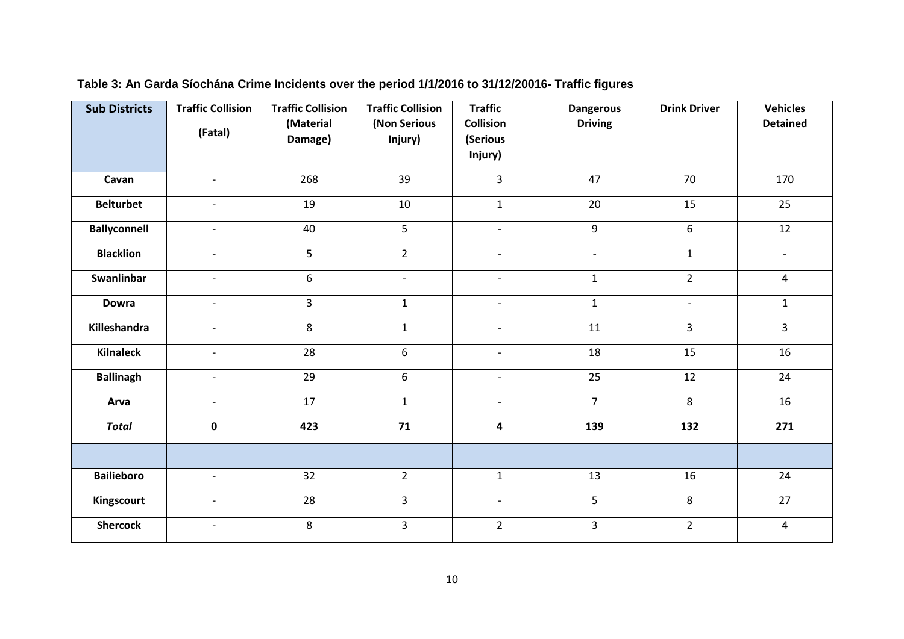**Table 3: An Garda Síochána Crime Incidents over the period 1/1/2016 to 31/12/20016- Traffic figures**

| Sub Districts | Traffic Collision (Fatal) | Traffic Collision (Material Damage) | Traffic Collision (Non Serious Injury) | Traffic Collision (Serious Injury) | Dangerous Driving | Drink Driver | Vehicles Detained |
|---|---|---|---|---|---|---|---|
| **Cavan** | - | 268 | 39 | 3 | 47 | 70 | 170 |
| **Belturbet** | - | 19 | 10 | 1 | 20 | 15 | 25 |
| **Ballyconnell** | - | 40 | 5 | - | 9 | 6 | 12 |
| **Blacklion** | - | 5 | 2 | - | - | 1 | - |
| **Swanlinbar** | - | 6 | - | - | 1 | 2 | 4 |
| **Dowra** | - | 3 | 1 | - | 1 | - | 1 |
| **Killeshandra** | - | 8 | 1 | - | 11 | 3 | 3 |
| **Kilnaleck** | - | 28 | 6 | - | 18 | 15 | 16 |
| **Ballinagh** | - | 29 | 6 | - | 25 | 12 | 24 |
| **Arva** | - | 17 | 1 | - | 7 | 8 | 16 |
| ***Total*** | **0** | **423** | **71** | **4** | **139** | **132** | **271** |
| | | | | | | | |
| **Bailieboro** | - | 32 | 2 | 1 | 13 | 16 | 24 |
| **Kingscourt** | - | 28 | 3 | - | 5 | 8 | 27 |
| **Shercock** | - | 8 | 3 | 2 | 3 | 2 | 4 |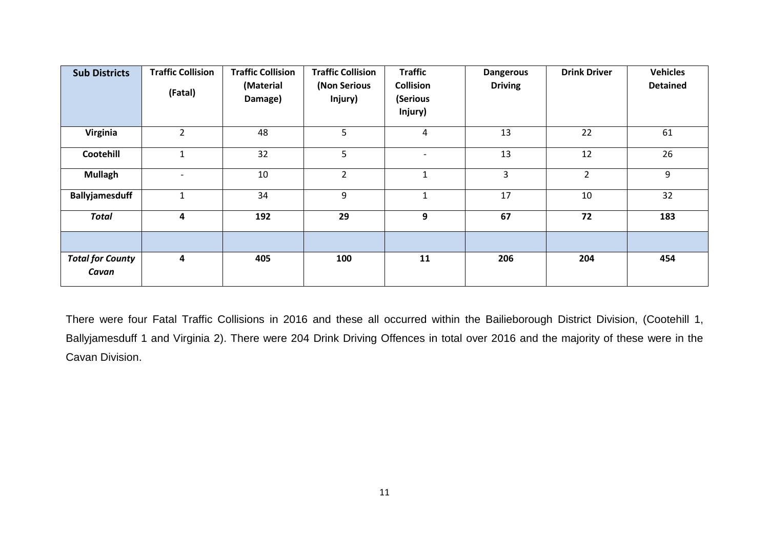| **Sub Districts** | **Traffic Collision (Fatal)** | **Traffic Collision (Material Damage)** | **Traffic Collision (Non Serious Injury)** | **Traffic Collision (Serious Injury)** | **Dangerous Driving** | **Drink Driver** | **Vehicles Detained** |
|---|---|---|---|---|---|---|---|
| **Virginia** | 2 | 48 | 5 | 4 | 13 | 22 | 61 |
| **Cootehill** | 1 | 32 | 5 | - | 13 | 12 | 26 |
| **Mullagh** | - | 10 | 2 | 1 | 3 | 2 | 9 |
| **Ballyjamesduff** | 1 | 34 | 9 | 1 | 17 | 10 | 32 |
| ***Total*** | **4** | **192** | **29** | **9** | **67** | **72** | **183** |
| | | | | | | | |
| ***Total for County Cavan*** | **4** | **405** | **100** | **11** | **206** | **204** | **454** |

There were four Fatal Traffic Collisions in 2016 and these all occurred within the Bailieborough District Division, (Cootehill 1, Ballyjamesduff 1 and Virginia 2). There were 204 Drink Driving Offences in total over 2016 and the majority of these were in the Cavan Division.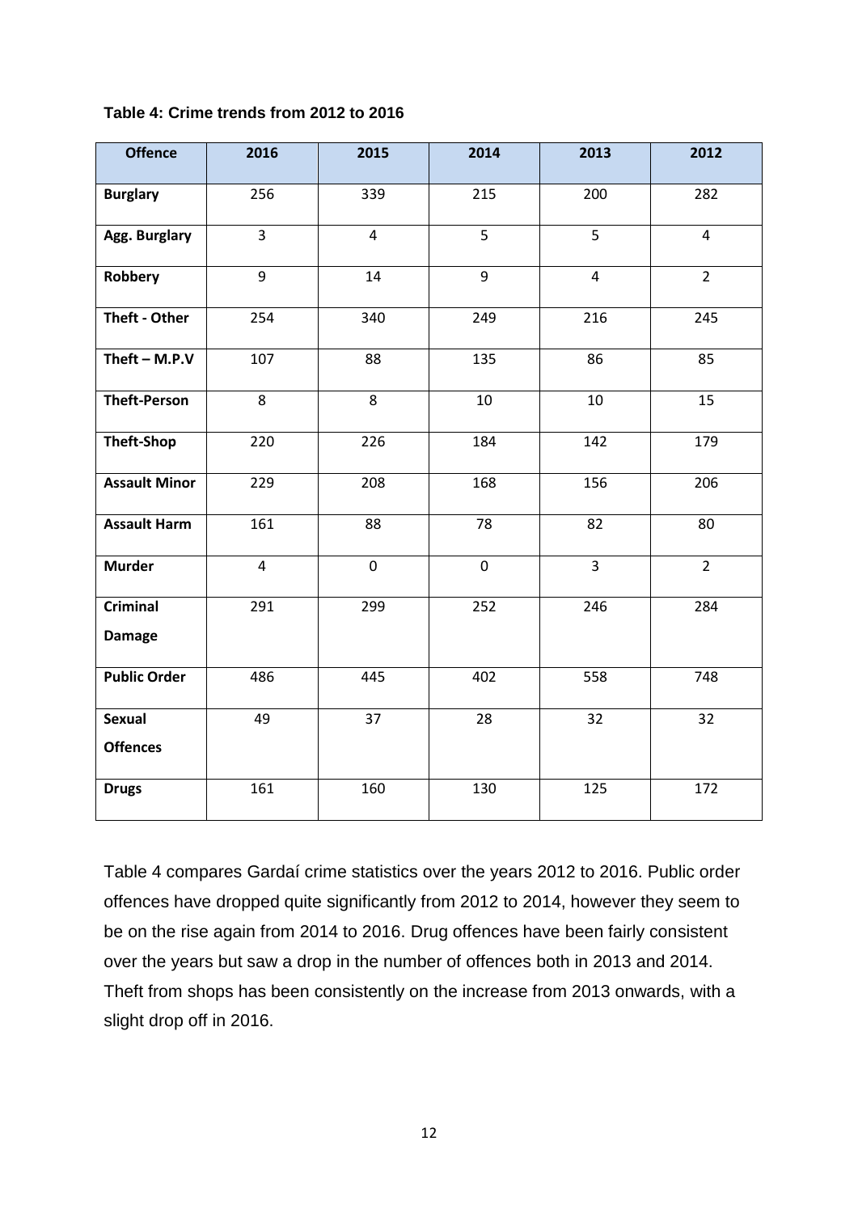**Table 4: Crime trends from 2012 to 2016**

| Offence | 2016 | 2015 | 2014 | 2013 | 2012 |
|---|---|---|---|---|---|
| **Burglary** | 256 | 339 | 215 | 200 | 282 |
| **Agg. Burglary** | 3 | 4 | 5 | 5 | 4 |
| **Robbery** | 9 | 14 | 9 | 4 | 2 |
| **Theft - Other** | 254 | 340 | 249 | 216 | 245 |
| **Theft – M.P.V** | 107 | 88 | 135 | 86 | 85 |
| **Theft-Person** | 8 | 8 | 10 | 10 | 15 |
| **Theft-Shop** | 220 | 226 | 184 | 142 | 179 |
| **Assault Minor** | 229 | 208 | 168 | 156 | 206 |
| **Assault Harm** | 161 | 88 | 78 | 82 | 80 |
| **Murder** | 4 | 0 | 0 | 3 | 2 |
| **Criminal Damage** | 291 | 299 | 252 | 246 | 284 |
| **Public Order** | 486 | 445 | 402 | 558 | 748 |
| **Sexual Offences** | 49 | 37 | 28 | 32 | 32 |
| **Drugs** | 161 | 160 | 130 | 125 | 172 |

Table 4 compares Gardaí crime statistics over the years 2012 to 2016. Public order offences have dropped quite significantly from 2012 to 2014, however they seem to be on the rise again from 2014 to 2016. Drug offences have been fairly consistent over the years but saw a drop in the number of offences both in 2013 and 2014. Theft from shops has been consistently on the increase from 2013 onwards, with a slight drop off in 2016.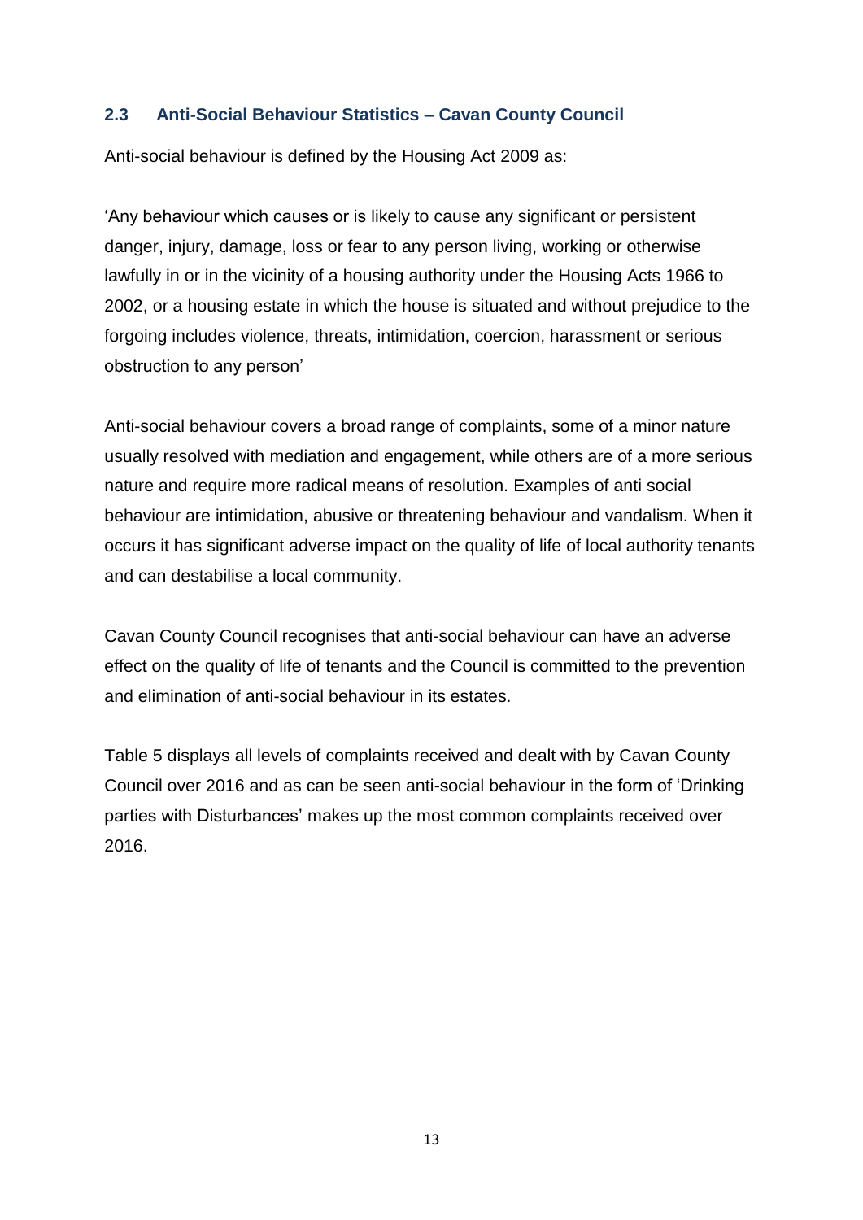### 2.3 Anti-Social Behaviour Statistics – Cavan County Council

Anti-social behaviour is defined by the Housing Act 2009 as:

'Any behaviour which causes or is likely to cause any significant or persistent danger, injury, damage, loss or fear to any person living, working or otherwise lawfully in or in the vicinity of a housing authority under the Housing Acts 1966 to 2002, or a housing estate in which the house is situated and without prejudice to the forgoing includes violence, threats, intimidation, coercion, harassment or serious obstruction to any person'

Anti-social behaviour covers a broad range of complaints, some of a minor nature usually resolved with mediation and engagement, while others are of a more serious nature and require more radical means of resolution. Examples of anti social behaviour are intimidation, abusive or threatening behaviour and vandalism. When it occurs it has significant adverse impact on the quality of life of local authority tenants and can destabilise a local community.

Cavan County Council recognises that anti-social behaviour can have an adverse effect on the quality of life of tenants and the Council is committed to the prevention and elimination of anti-social behaviour in its estates.

Table 5 displays all levels of complaints received and dealt with by Cavan County Council over 2016 and as can be seen anti-social behaviour in the form of 'Drinking parties with Disturbances' makes up the most common complaints received over 2016.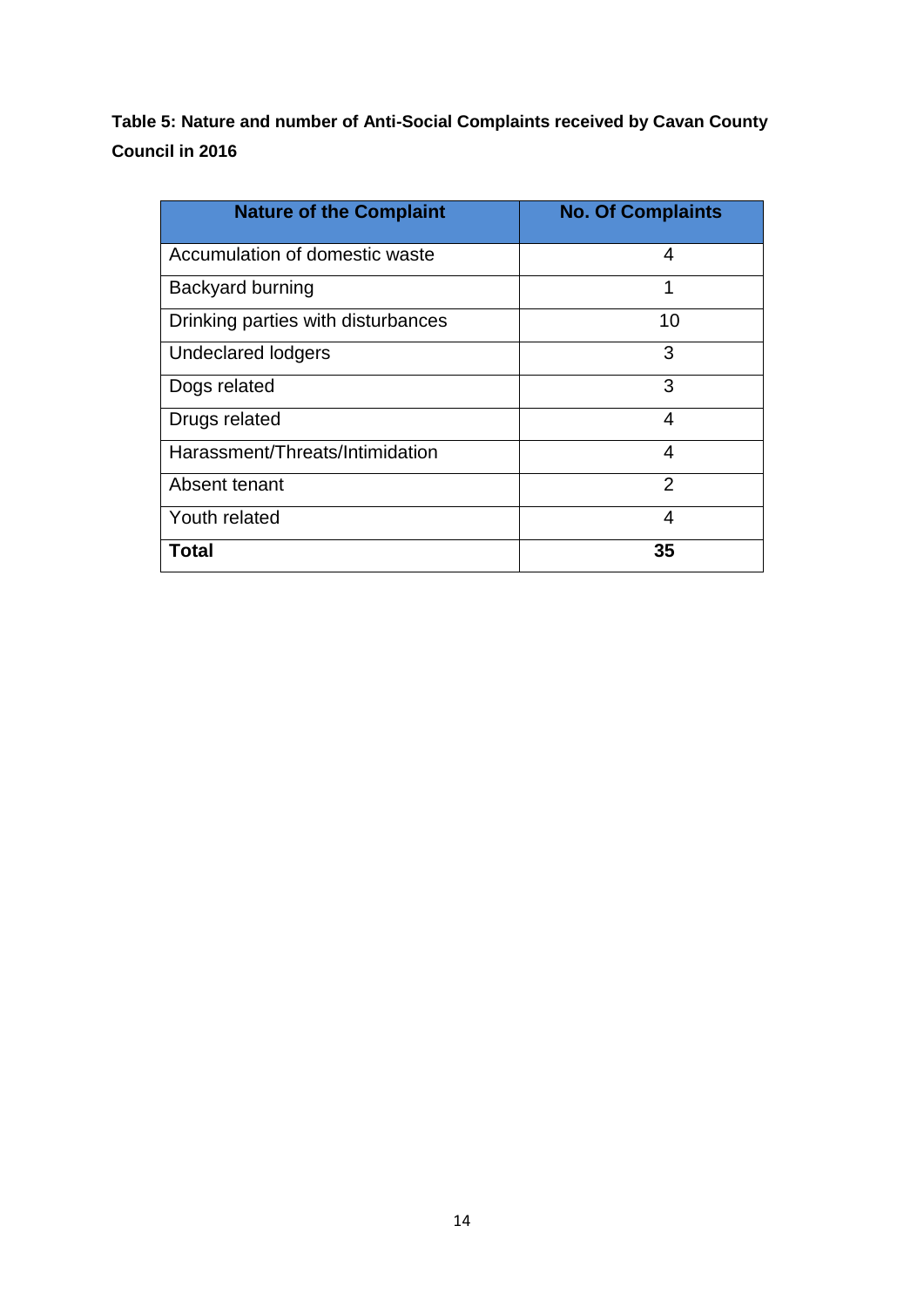**Table 5: Nature and number of Anti-Social Complaints received by Cavan County Council in 2016**

| Nature of the Complaint | No. Of Complaints |
|---|---|
| Accumulation of domestic waste | 4 |
| Backyard burning | 1 |
| Drinking parties with disturbances | 10 |
| Undeclared lodgers | 3 |
| Dogs related | 3 |
| Drugs related | 4 |
| Harassment/Threats/Intimidation | 4 |
| Absent tenant | 2 |
| Youth related | 4 |
| **Total** | **35** |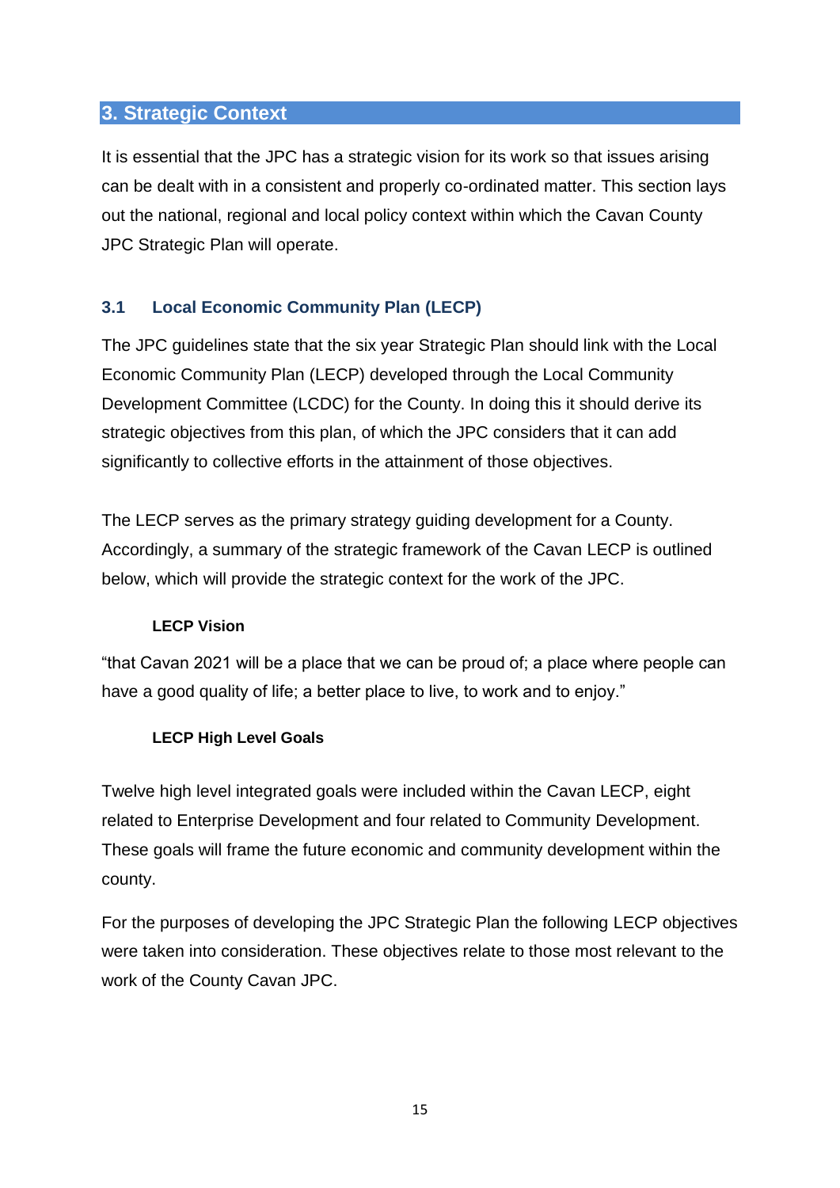## 3. Strategic Context

It is essential that the JPC has a strategic vision for its work so that issues arising can be dealt with in a consistent and properly co-ordinated matter. This section lays out the national, regional and local policy context within which the Cavan County JPC Strategic Plan will operate.

### 3.1 Local Economic Community Plan (LECP)

The JPC guidelines state that the six year Strategic Plan should link with the Local Economic Community Plan (LECP) developed through the Local Community Development Committee (LCDC) for the County. In doing this it should derive its strategic objectives from this plan, of which the JPC considers that it can add significantly to collective efforts in the attainment of those objectives.

The LECP serves as the primary strategy guiding development for a County. Accordingly, a summary of the strategic framework of the Cavan LECP is outlined below, which will provide the strategic context for the work of the JPC.

**LECP Vision**

"that Cavan 2021 will be a place that we can be proud of; a place where people can have a good quality of life; a better place to live, to work and to enjoy."

**LECP High Level Goals**

Twelve high level integrated goals were included within the Cavan LECP, eight related to Enterprise Development and four related to Community Development. These goals will frame the future economic and community development within the county.

For the purposes of developing the JPC Strategic Plan the following LECP objectives were taken into consideration. These objectives relate to those most relevant to the work of the County Cavan JPC.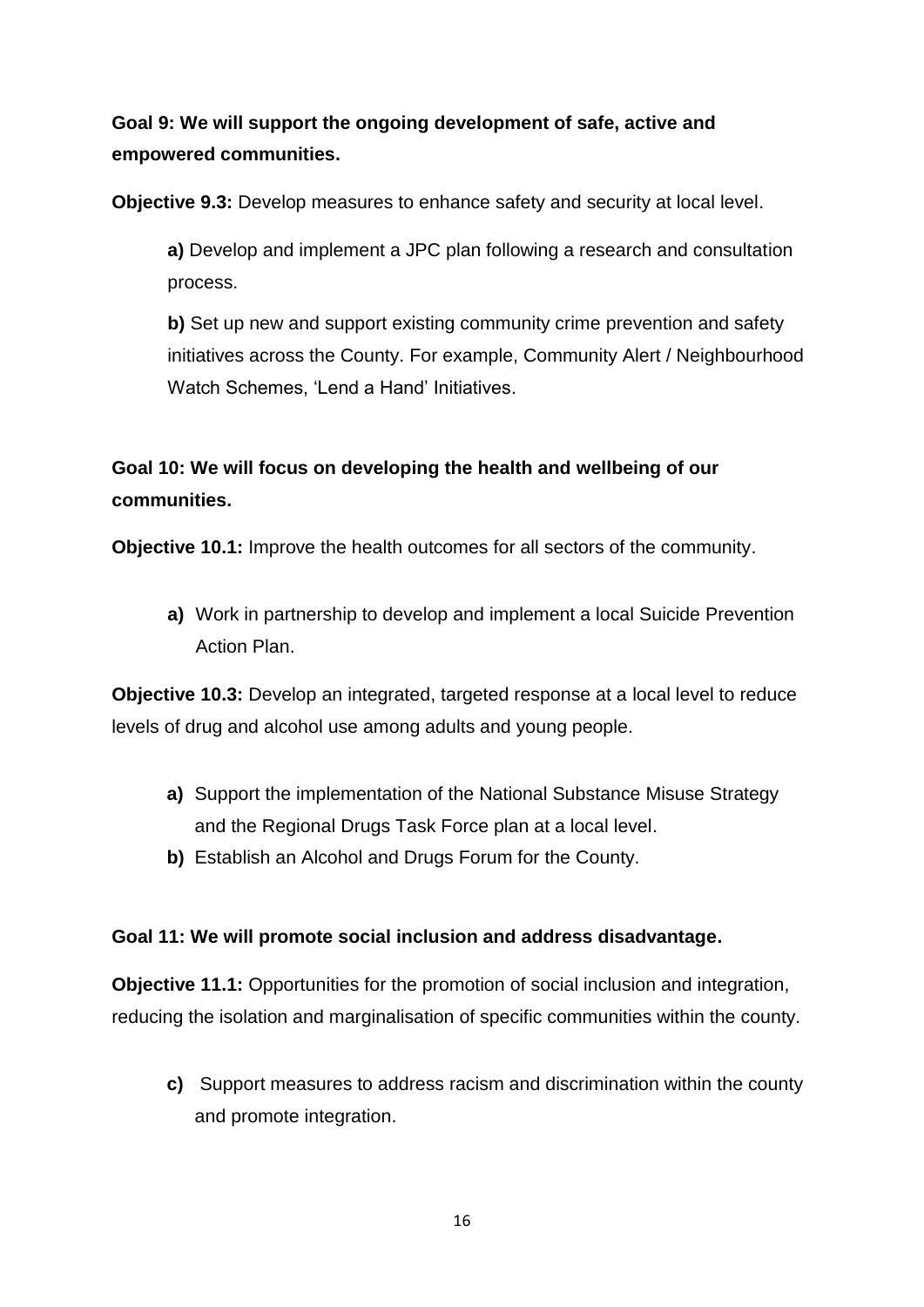**Goal 9: We will support the ongoing development of safe, active and empowered communities.**

**Objective 9.3:** Develop measures to enhance safety and security at local level.

**a)** Develop and implement a JPC plan following a research and consultation process.

**b)** Set up new and support existing community crime prevention and safety initiatives across the County. For example, Community Alert / Neighbourhood Watch Schemes, 'Lend a Hand' Initiatives.

**Goal 10: We will focus on developing the health and wellbeing of our communities.**

**Objective 10.1:** Improve the health outcomes for all sectors of the community.

**a)** Work in partnership to develop and implement a local Suicide Prevention Action Plan.

**Objective 10.3:** Develop an integrated, targeted response at a local level to reduce levels of drug and alcohol use among adults and young people.

**a)** Support the implementation of the National Substance Misuse Strategy and the Regional Drugs Task Force plan at a local level.

**b)** Establish an Alcohol and Drugs Forum for the County.

**Goal 11: We will promote social inclusion and address disadvantage.**

**Objective 11.1:** Opportunities for the promotion of social inclusion and integration, reducing the isolation and marginalisation of specific communities within the county.

**c)** Support measures to address racism and discrimination within the county and promote integration.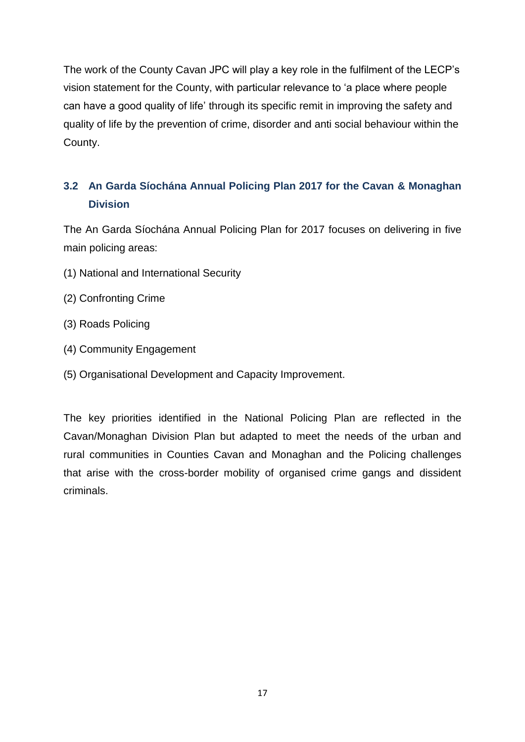The work of the County Cavan JPC will play a key role in the fulfilment of the LECP's vision statement for the County, with particular relevance to 'a place where people can have a good quality of life' through its specific remit in improving the safety and quality of life by the prevention of crime, disorder and anti social behaviour within the County.

## 3.2 An Garda Síochána Annual Policing Plan 2017 for the Cavan & Monaghan Division

The An Garda Síochána Annual Policing Plan for 2017 focuses on delivering in five main policing areas:

(1) National and International Security

(2) Confronting Crime

(3) Roads Policing

(4) Community Engagement

(5) Organisational Development and Capacity Improvement.

The key priorities identified in the National Policing Plan are reflected in the Cavan/Monaghan Division Plan but adapted to meet the needs of the urban and rural communities in Counties Cavan and Monaghan and the Policing challenges that arise with the cross-border mobility of organised crime gangs and dissident criminals.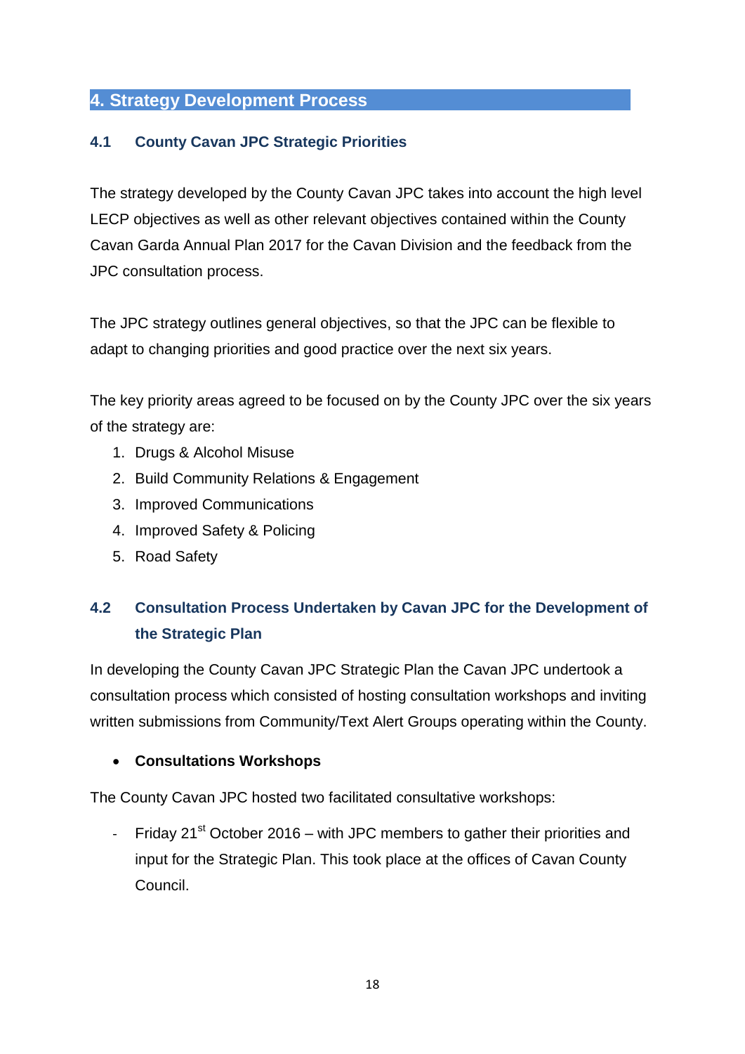## 4. Strategy Development Process

### 4.1 County Cavan JPC Strategic Priorities

The strategy developed by the County Cavan JPC takes into account the high level LECP objectives as well as other relevant objectives contained within the County Cavan Garda Annual Plan 2017 for the Cavan Division and the feedback from the JPC consultation process.

The JPC strategy outlines general objectives, so that the JPC can be flexible to adapt to changing priorities and good practice over the next six years.

The key priority areas agreed to be focused on by the County JPC over the six years of the strategy are:

1. Drugs & Alcohol Misuse
2. Build Community Relations & Engagement
3. Improved Communications
4. Improved Safety & Policing
5. Road Safety

### 4.2 Consultation Process Undertaken by Cavan JPC for the Development of the Strategic Plan

In developing the County Cavan JPC Strategic Plan the Cavan JPC undertook a consultation process which consisted of hosting consultation workshops and inviting written submissions from Community/Text Alert Groups operating within the County.

- **Consultations Workshops**

The County Cavan JPC hosted two facilitated consultative workshops:

- Friday 21st October 2016 – with JPC members to gather their priorities and input for the Strategic Plan. This took place at the offices of Cavan County Council.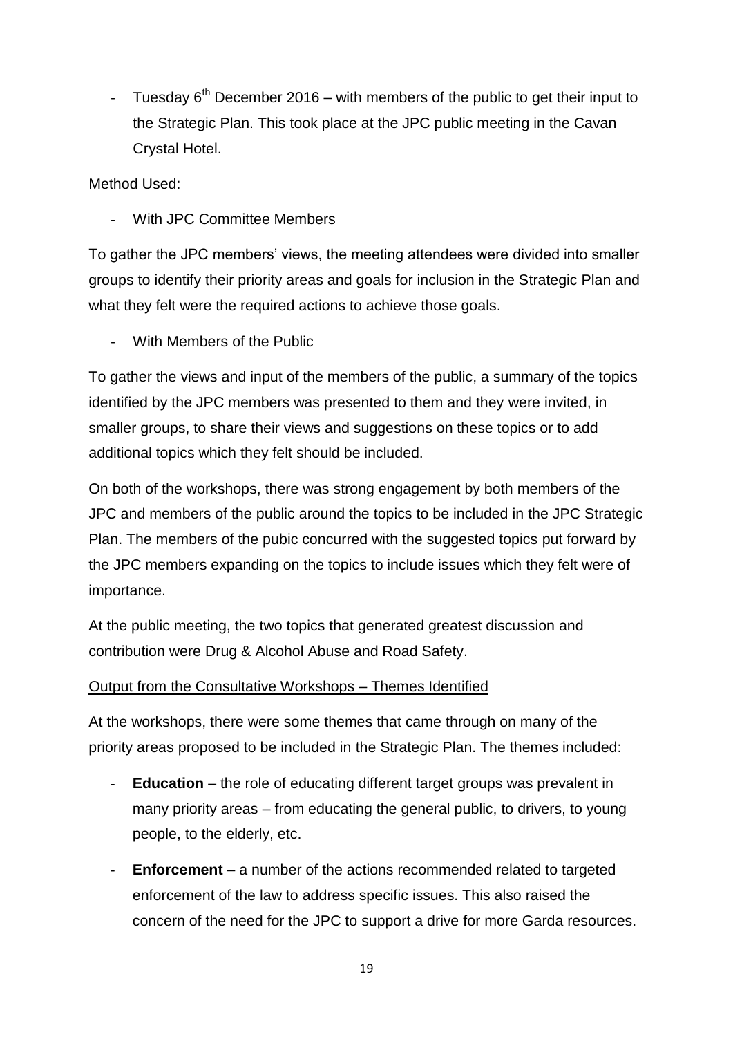- Tuesday 6th December 2016 – with members of the public to get their input to the Strategic Plan. This took place at the JPC public meeting in the Cavan Crystal Hotel.

Method Used:

- With JPC Committee Members

To gather the JPC members' views, the meeting attendees were divided into smaller groups to identify their priority areas and goals for inclusion in the Strategic Plan and what they felt were the required actions to achieve those goals.

- With Members of the Public

To gather the views and input of the members of the public, a summary of the topics identified by the JPC members was presented to them and they were invited, in smaller groups, to share their views and suggestions on these topics or to add additional topics which they felt should be included.

On both of the workshops, there was strong engagement by both members of the JPC and members of the public around the topics to be included in the JPC Strategic Plan. The members of the pubic concurred with the suggested topics put forward by the JPC members expanding on the topics to include issues which they felt were of importance.

At the public meeting, the two topics that generated greatest discussion and contribution were Drug & Alcohol Abuse and Road Safety.

Output from the Consultative Workshops – Themes Identified

At the workshops, there were some themes that came through on many of the priority areas proposed to be included in the Strategic Plan. The themes included:

- **Education** – the role of educating different target groups was prevalent in many priority areas – from educating the general public, to drivers, to young people, to the elderly, etc.
- **Enforcement** – a number of the actions recommended related to targeted enforcement of the law to address specific issues. This also raised the concern of the need for the JPC to support a drive for more Garda resources.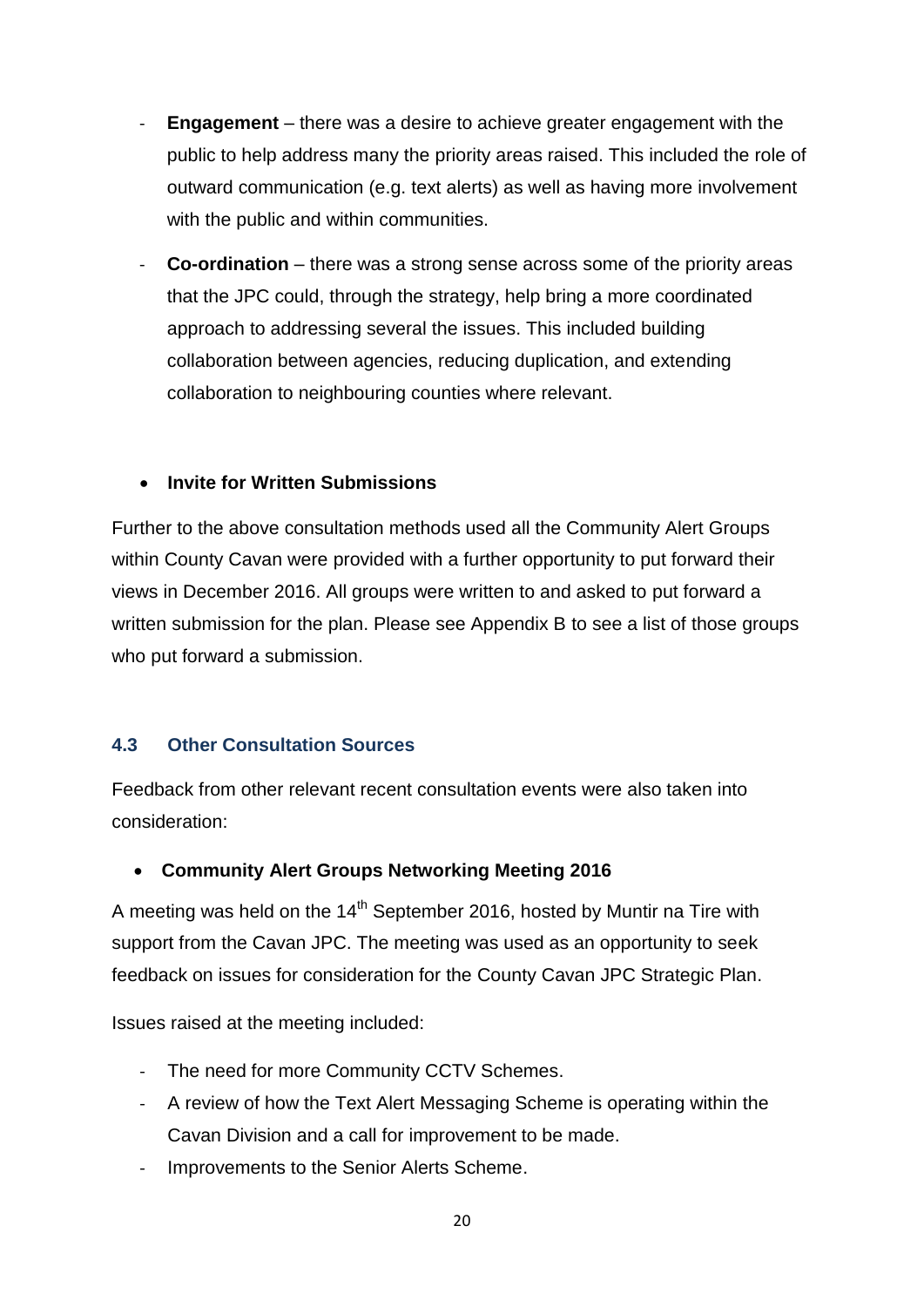- **Engagement** – there was a desire to achieve greater engagement with the public to help address many the priority areas raised. This included the role of outward communication (e.g. text alerts) as well as having more involvement with the public and within communities.
- **Co-ordination** – there was a strong sense across some of the priority areas that the JPC could, through the strategy, help bring a more coordinated approach to addressing several the issues. This included building collaboration between agencies, reducing duplication, and extending collaboration to neighbouring counties where relevant.

- **Invite for Written Submissions**

Further to the above consultation methods used all the Community Alert Groups within County Cavan were provided with a further opportunity to put forward their views in December 2016. All groups were written to and asked to put forward a written submission for the plan. Please see Appendix B to see a list of those groups who put forward a submission.

### 4.3 Other Consultation Sources

Feedback from other relevant recent consultation events were also taken into consideration:

- **Community Alert Groups Networking Meeting 2016**

A meeting was held on the 14th September 2016, hosted by Muntir na Tire with support from the Cavan JPC. The meeting was used as an opportunity to seek feedback on issues for consideration for the County Cavan JPC Strategic Plan.

Issues raised at the meeting included:

- The need for more Community CCTV Schemes.
- A review of how the Text Alert Messaging Scheme is operating within the Cavan Division and a call for improvement to be made.
- Improvements to the Senior Alerts Scheme.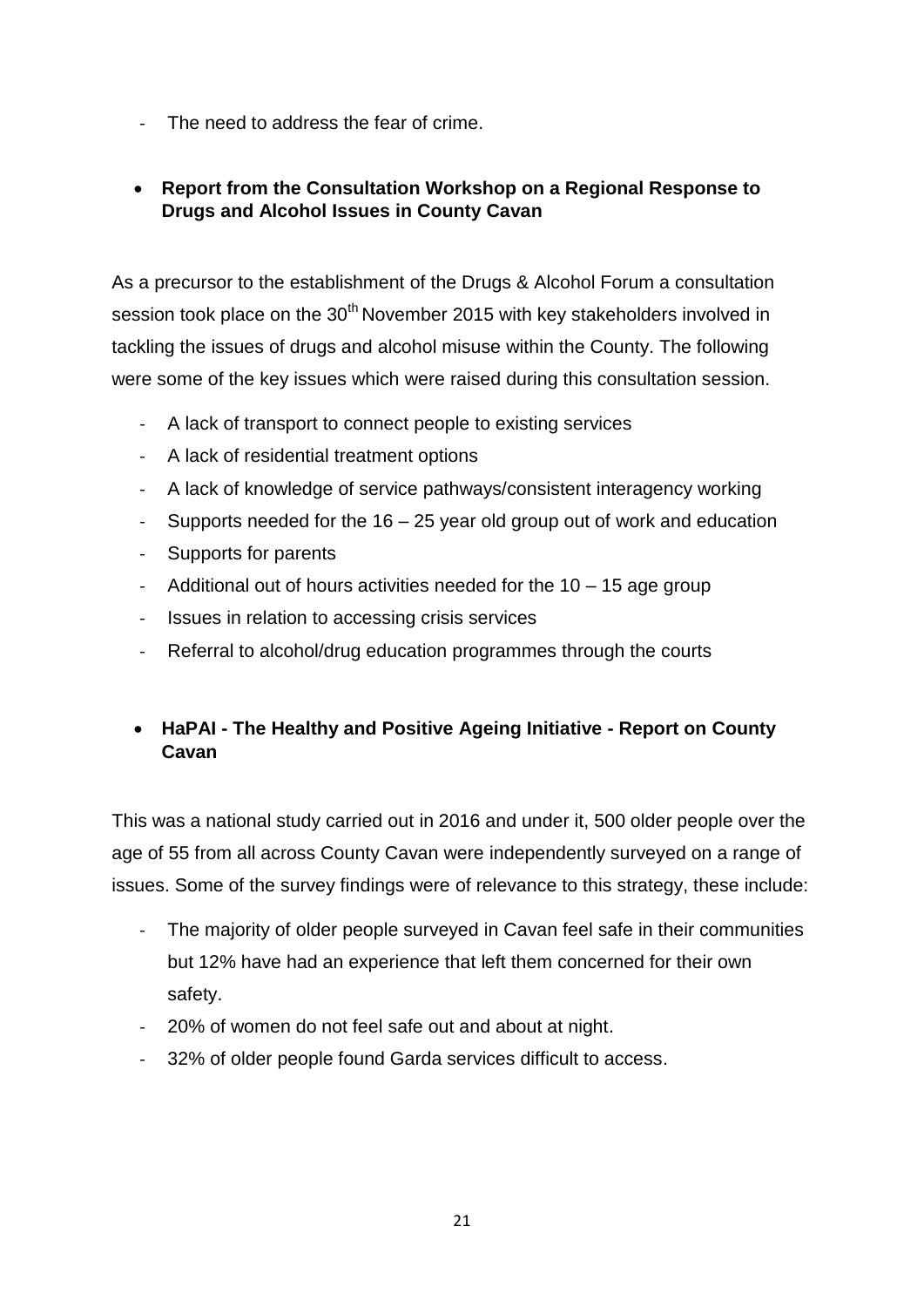- The need to address the fear of crime.

- **Report from the Consultation Workshop on a Regional Response to Drugs and Alcohol Issues in County Cavan**

As a precursor to the establishment of the Drugs & Alcohol Forum a consultation session took place on the 30th November 2015 with key stakeholders involved in tackling the issues of drugs and alcohol misuse within the County. The following were some of the key issues which were raised during this consultation session.

- A lack of transport to connect people to existing services
- A lack of residential treatment options
- A lack of knowledge of service pathways/consistent interagency working
- Supports needed for the 16 – 25 year old group out of work and education
- Supports for parents
- Additional out of hours activities needed for the 10 – 15 age group
- Issues in relation to accessing crisis services
- Referral to alcohol/drug education programmes through the courts

- **HaPAI - The Healthy and Positive Ageing Initiative - Report on County Cavan**

This was a national study carried out in 2016 and under it, 500 older people over the age of 55 from all across County Cavan were independently surveyed on a range of issues. Some of the survey findings were of relevance to this strategy, these include:

- The majority of older people surveyed in Cavan feel safe in their communities but 12% have had an experience that left them concerned for their own safety.
- 20% of women do not feel safe out and about at night.
- 32% of older people found Garda services difficult to access.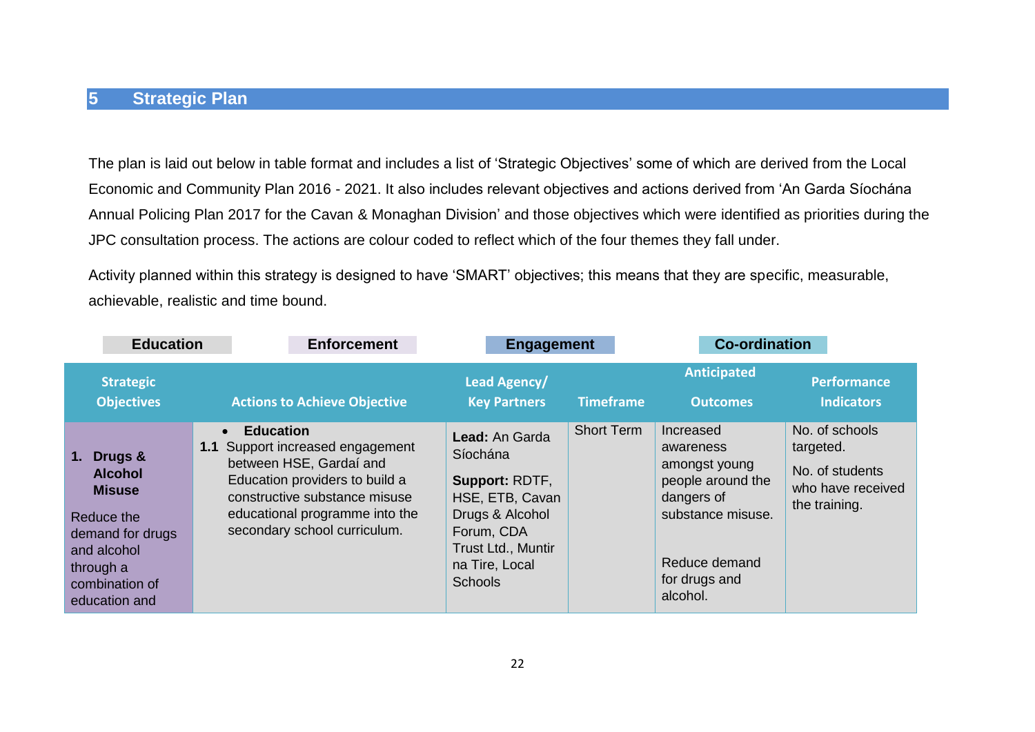## 5 Strategic Plan

The plan is laid out below in table format and includes a list of 'Strategic Objectives' some of which are derived from the Local Economic and Community Plan 2016 - 2021. It also includes relevant objectives and actions derived from 'An Garda Síochána Annual Policing Plan 2017 for the Cavan & Monaghan Division' and those objectives which were identified as priorities during the JPC consultation process. The actions are colour coded to reflect which of the four themes they fall under.

Activity planned within this strategy is designed to have 'SMART' objectives; this means that they are specific, measurable, achievable, realistic and time bound.

| Education | Enforcement | Engagement | Co-ordination |
|---|---|---|---|

| Strategic Objectives | Actions to Achieve Objective | Lead Agency/ Key Partners | Timeframe | Anticipated Outcomes | Performance Indicators |
|---|---|---|---|---|---|
| **1. Drugs & Alcohol Misuse**<br><br>Reduce the demand for drugs and alcohol through a combination of education and | • **Education**<br>**1.1** Support increased engagement between HSE, Gardaí and Education providers to build a constructive substance misuse educational programme into the secondary school curriculum. | **Lead:** An Garda Síochána<br><br>**Support:** RDTF, HSE, ETB, Cavan Drugs & Alcohol Forum, CDA Trust Ltd., Muntir na Tire, Local Schools | Short Term | Increased awareness amongst young people around the dangers of substance misuse.<br><br>Reduce demand for drugs and alcohol. | No. of schools targeted.<br><br>No. of students who have received the training. |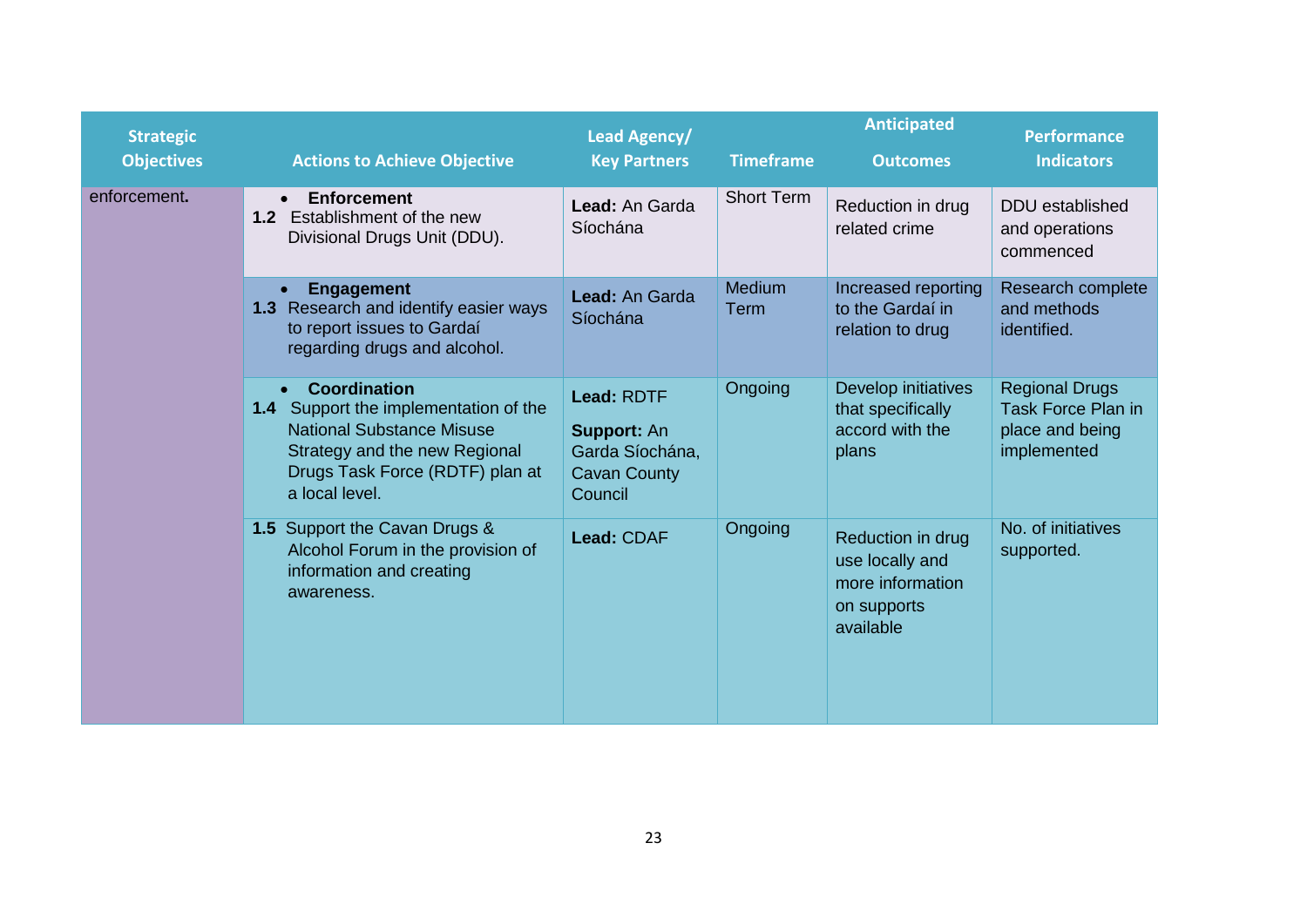| Strategic Objectives | Actions to Achieve Objective | Lead Agency/ Key Partners | Timeframe | Anticipated Outcomes | Performance Indicators |
|---|---|---|---|---|---|
| enforcement**.** | • **Enforcement**<br>**1.2** Establishment of the new Divisional Drugs Unit (DDU). | **Lead:** An Garda Síochána | Short Term | Reduction in drug related crime | DDU established and operations commenced |
| | • **Engagement**<br>**1.3** Research and identify easier ways to report issues to Gardaí regarding drugs and alcohol. | **Lead:** An Garda Síochána | Medium Term | Increased reporting to the Gardaí in relation to drug | Research complete and methods identified. |
| | • **Coordination**<br>**1.4** Support the implementation of the National Substance Misuse Strategy and the new Regional Drugs Task Force (RDTF) plan at a local level. | **Lead:** RDTF<br>**Support:** An Garda Síochána, Cavan County Council | Ongoing | Develop initiatives that specifically accord with the plans | Regional Drugs Task Force Plan in place and being implemented |
| | **1.5** Support the Cavan Drugs & Alcohol Forum in the provision of information and creating awareness. | **Lead:** CDAF | Ongoing | Reduction in drug use locally and more information on supports available | No. of initiatives supported. |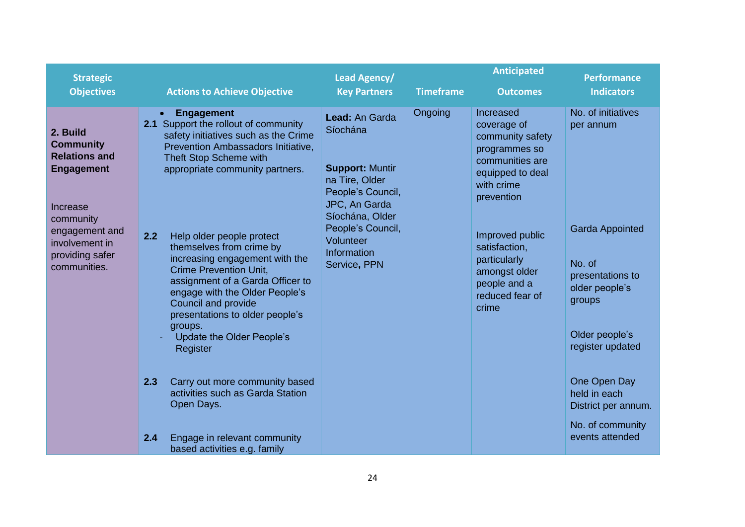| Strategic Objectives | Actions to Achieve Objective | Lead Agency/ Key Partners | Timeframe | Anticipated Outcomes | Performance Indicators |
|---|---|---|---|---|---|
| **2. Build Community Relations and Engagement**<br><br>Increase community engagement and involvement in providing safer communities. | • **Engagement**<br>**2.1** Support the rollout of community safety initiatives such as the Crime Prevention Ambassadors Initiative, Theft Stop Scheme with appropriate community partners. | **Lead:** An Garda Síochána<br><br>**Support:** Muntir na Tire, Older People's Council, JPC, An Garda Síochána, Older People's Council, Volunteer Information Service**,** PPN | Ongoing | Increased coverage of community safety programmes so communities are equipped to deal with crime prevention | No. of initiatives per annum |
| | **2.2** Help older people protect themselves from crime by increasing engagement with the Crime Prevention Unit, assignment of a Garda Officer to engage with the Older People's Council and provide presentations to older people's groups.<br>- Update the Older People's Register | | | Improved public satisfaction, particularly amongst older people and a reduced fear of crime | Garda Appointed<br><br>No. of presentations to older people's groups<br><br>Older people's register updated |
| | **2.3** Carry out more community based activities such as Garda Station Open Days. | | | | One Open Day held in each District per annum. |
| | **2.4** Engage in relevant community based activities e.g. family | | | | No. of community events attended |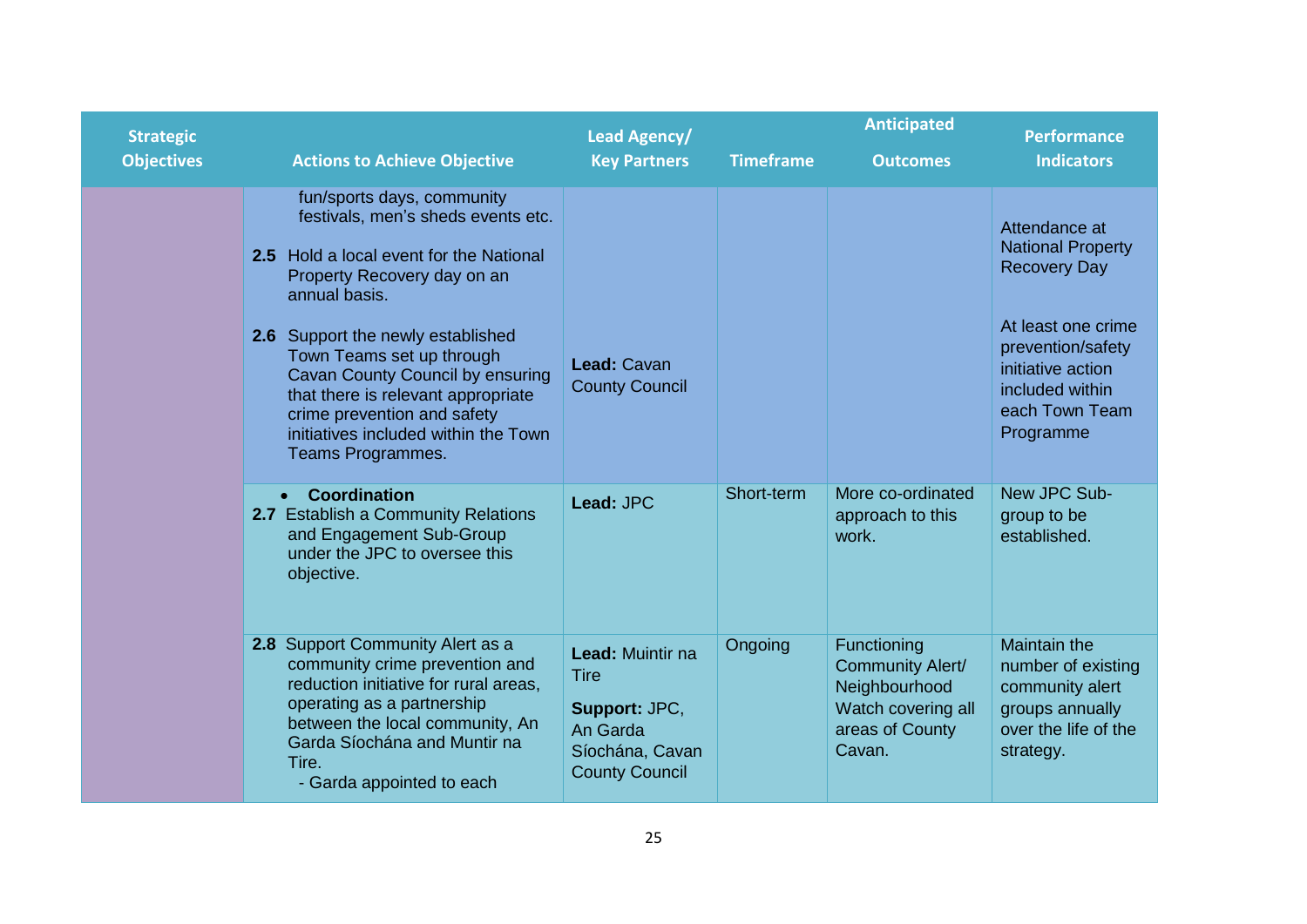| Strategic Objectives | Actions to Achieve Objective | Lead Agency/ Key Partners | Timeframe | Anticipated Outcomes | Performance Indicators |
|---|---|---|---|---|---|
| | fun/sports days, community festivals, men's sheds events etc.<br><br>**2.5** Hold a local event for the National Property Recovery day on an annual basis.<br><br>**2.6** Support the newly established Town Teams set up through Cavan County Council by ensuring that there is relevant appropriate crime prevention and safety initiatives included within the Town Teams Programmes. | **Lead:** Cavan County Council | | | Attendance at National Property Recovery Day<br><br>At least one crime prevention/safety initiative action included within each Town Team Programme |
| | • **Coordination**<br>**2.7** Establish a Community Relations and Engagement Sub-Group under the JPC to oversee this objective. | **Lead:** JPC | Short-term | More co-ordinated approach to this work. | New JPC Sub-group to be established. |
| | **2.8** Support Community Alert as a community crime prevention and reduction initiative for rural areas, operating as a partnership between the local community, An Garda Síochána and Muintir na Tire.<br>- Garda appointed to each | **Lead:** Muintir na Tire<br><br>**Support:** JPC, An Garda Síochána, Cavan County Council | Ongoing | Functioning Community Alert/ Neighbourhood Watch covering all areas of County Cavan. | Maintain the number of existing community alert groups annually over the life of the strategy. |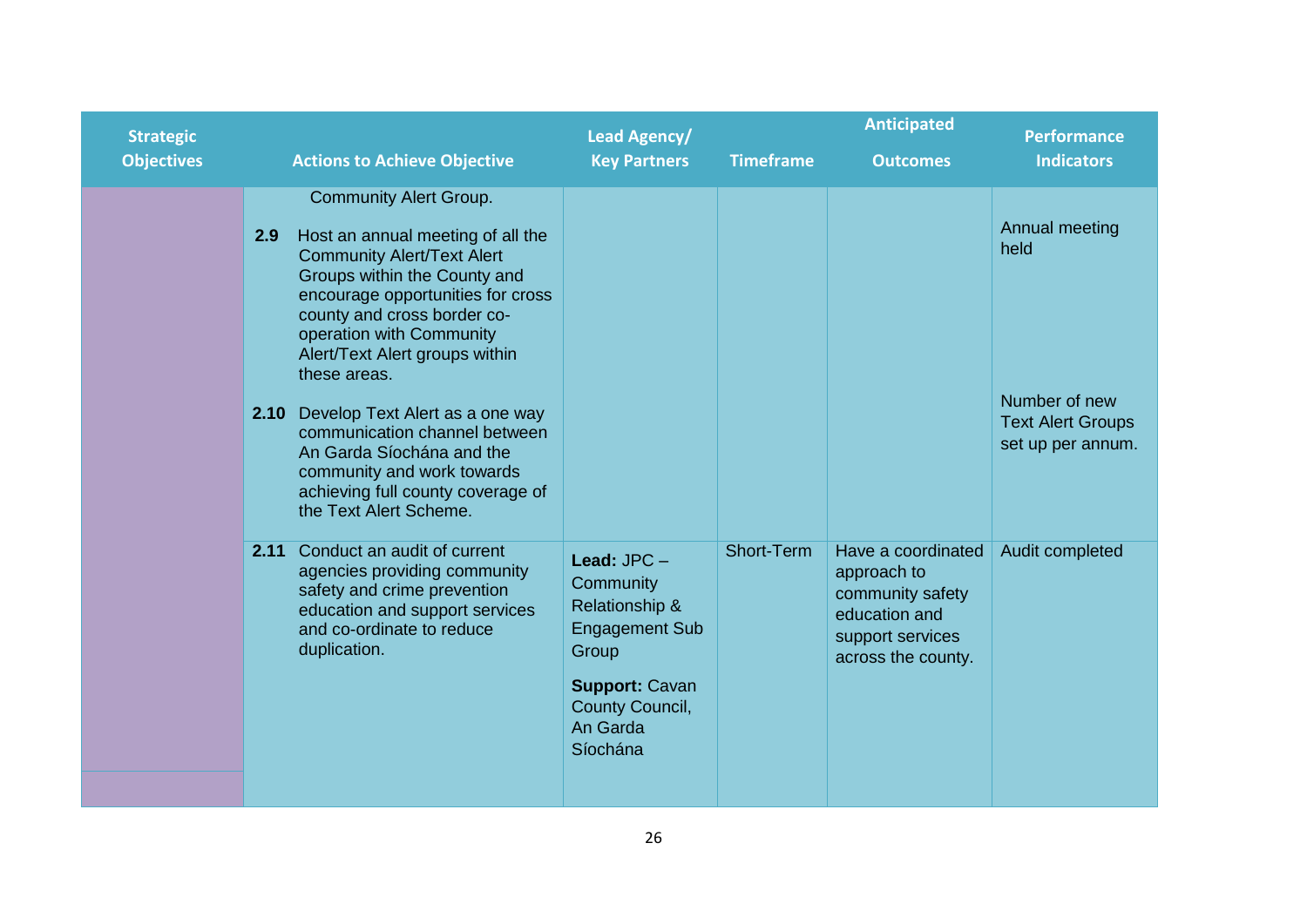| Strategic Objectives | Actions to Achieve Objective | Lead Agency/ Key Partners | Timeframe | Anticipated Outcomes | Performance Indicators |
|---|---|---|---|---|---|
| | Community Alert Group. | | | | |
| | **2.9** Host an annual meeting of all the Community Alert/Text Alert Groups within the County and encourage opportunities for cross county and cross border co-operation with Community Alert/Text Alert groups within these areas. | | | | Annual meeting held |
| | **2.10** Develop Text Alert as a one way communication channel between An Garda Síochána and the community and work towards achieving full county coverage of the Text Alert Scheme. | | | | Number of new Text Alert Groups set up per annum. |
| | **2.11** Conduct an audit of current agencies providing community safety and crime prevention education and support services and co-ordinate to reduce duplication. | **Lead:** JPC – Community Relationship & Engagement Sub Group<br><br>**Support:** Cavan County Council, An Garda Síochána | Short-Term | Have a coordinated approach to community safety education and support services across the county. | Audit completed |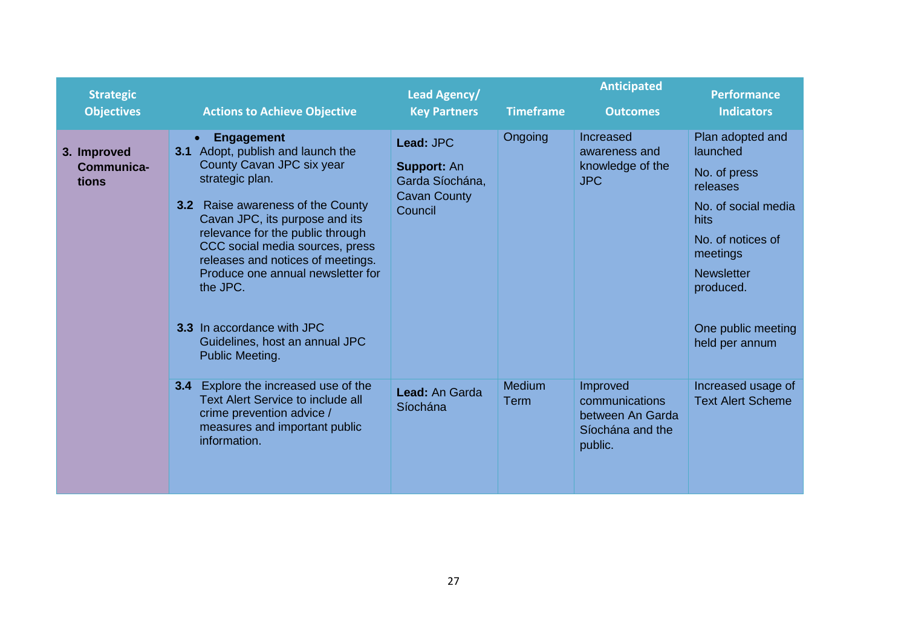| Strategic Objectives | Actions to Achieve Objective | Lead Agency/ Key Partners | Timeframe | Anticipated Outcomes | Performance Indicators |
|---|---|---|---|---|---|
| **3. Improved Communica-tions** | • **Engagement**<br>**3.1** Adopt, publish and launch the County Cavan JPC six year strategic plan.<br><br>**3.2** Raise awareness of the County Cavan JPC, its purpose and its relevance for the public through CCC social media sources, press releases and notices of meetings. Produce one annual newsletter for the JPC.<br><br>**3.3** In accordance with JPC Guidelines, host an annual JPC Public Meeting. | **Lead:** JPC<br><br>**Support:** An Garda Síochána, Cavan County Council | Ongoing | Increased awareness and knowledge of the JPC | Plan adopted and launched<br><br>No. of press releases<br><br>No. of social media hits<br><br>No. of notices of meetings<br><br>Newsletter produced.<br><br>One public meeting held per annum |
| | **3.4** Explore the increased use of the Text Alert Service to include all crime prevention advice / measures and important public information. | **Lead:** An Garda Síochána | Medium Term | Improved communications between An Garda Síochána and the public. | Increased usage of Text Alert Scheme |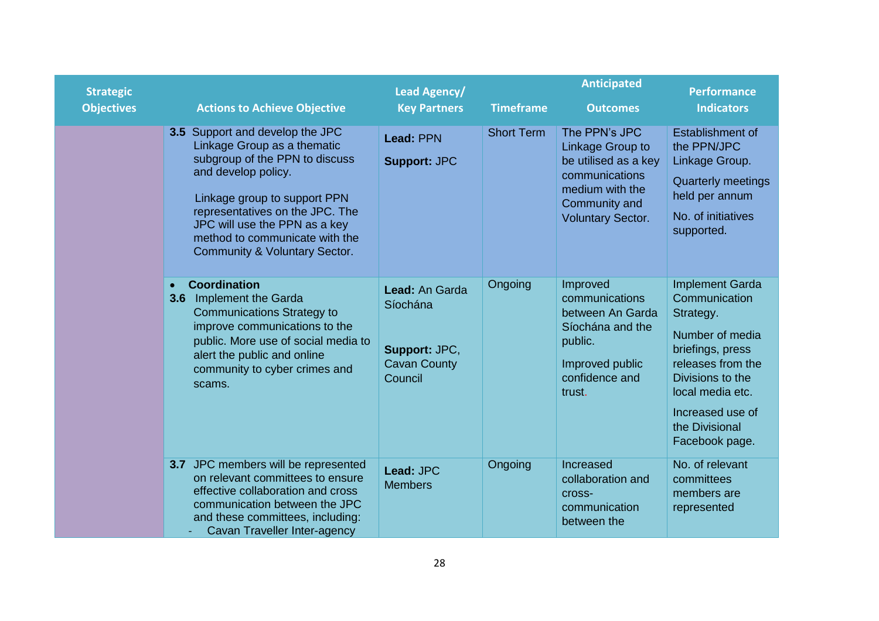| Strategic Objectives | Actions to Achieve Objective | Lead Agency/ Key Partners | Timeframe | Anticipated Outcomes | Performance Indicators |
|---|---|---|---|---|---|
| | **3.5** Support and develop the JPC Linkage Group as a thematic subgroup of the PPN to discuss and develop policy.<br><br>Linkage group to support PPN representatives on the JPC. The JPC will use the PPN as a key method to communicate with the Community & Voluntary Sector. | **Lead:** PPN<br><br>**Support:** JPC | Short Term | The PPN's JPC Linkage Group to be utilised as a key communications medium with the Community and Voluntary Sector. | Establishment of the PPN/JPC Linkage Group.<br><br>Quarterly meetings held per annum<br><br>No. of initiatives supported. |
| | • **Coordination**<br>**3.6** Implement the Garda Communications Strategy to improve communications to the public. More use of social media to alert the public and online community to cyber crimes and scams. | **Lead:** An Garda Síochána<br><br>**Support:** JPC, Cavan County Council | Ongoing | Improved communications between An Garda Síochána and the public.<br><br>Improved public confidence and trust. | Implement Garda Communication Strategy.<br><br>Number of media briefings, press releases from the Divisions to the local media etc.<br><br>Increased use of the Divisional Facebook page. |
| | **3.7** JPC members will be represented on relevant committees to ensure effective collaboration and cross communication between the JPC and these committees, including:<br>- Cavan Traveller Inter-agency | **Lead:** JPC Members | Ongoing | Increased collaboration and cross-communication between the | No. of relevant committees members are represented |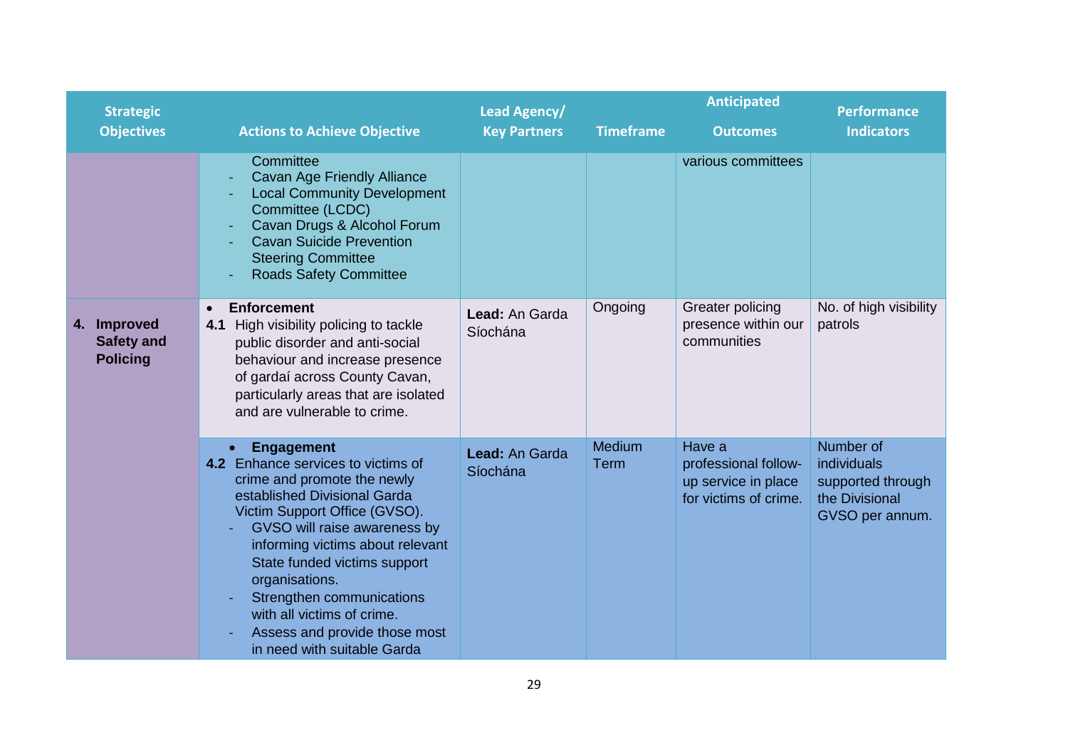| Strategic Objectives | Actions to Achieve Objective | Lead Agency/ Key Partners | Timeframe | Anticipated Outcomes | Performance Indicators |
|---|---|---|---|---|---|
| | Committee<br>- Cavan Age Friendly Alliance<br>- Local Community Development Committee (LCDC)<br>- Cavan Drugs & Alcohol Forum<br>- Cavan Suicide Prevention Steering Committee<br>- Roads Safety Committee | | | various committees | |
| **4. Improved Safety and Policing** | • **Enforcement**<br>**4.1** High visibility policing to tackle public disorder and anti-social behaviour and increase presence of gardaí across County Cavan, particularly areas that are isolated and are vulnerable to crime. | **Lead:** An Garda Síochána | Ongoing | Greater policing presence within our communities | No. of high visibility patrols |
| | • **Engagement**<br>**4.2** Enhance services to victims of crime and promote the newly established Divisional Garda Victim Support Office (GVSO).<br>- GVSO will raise awareness by informing victims about relevant State funded victims support organisations.<br>- Strengthen communications with all victims of crime.<br>- Assess and provide those most in need with suitable Garda | **Lead:** An Garda Síochána | Medium Term | Have a professional follow-up service in place for victims of crime. | Number of individuals supported through the Divisional GVSO per annum. |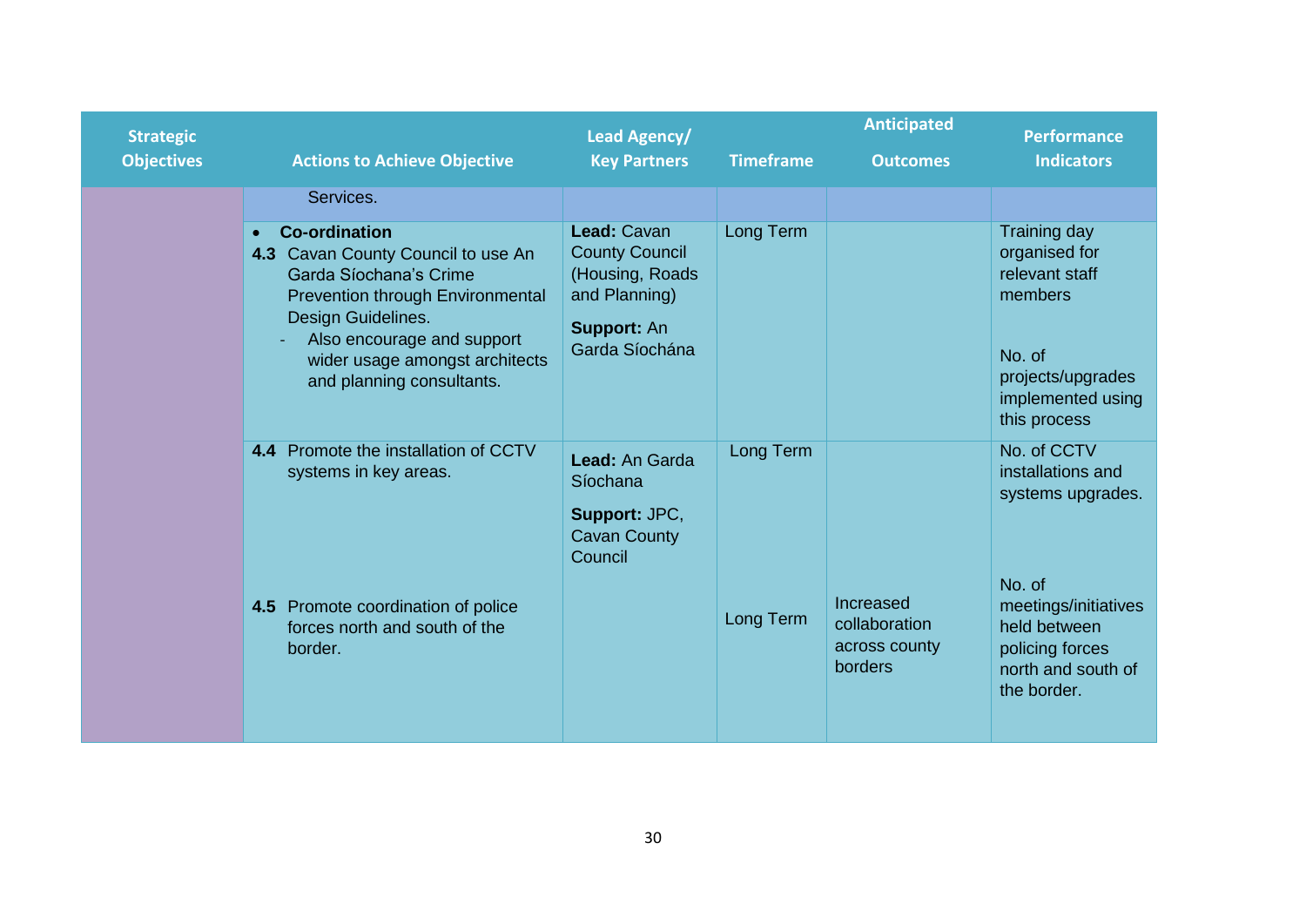| Strategic Objectives | Actions to Achieve Objective | Lead Agency/ Key Partners | Timeframe | Anticipated Outcomes | Performance Indicators |
|---|---|---|---|---|---|
| | Services. | | | | |
| | • **Co-ordination**<br>**4.3** Cavan County Council to use An Garda Síochana's Crime Prevention through Environmental Design Guidelines.<br>- Also encourage and support wider usage amongst architects and planning consultants. | **Lead:** Cavan County Council (Housing, Roads and Planning)<br>**Support:** An Garda Síochána | Long Term | | Training day organised for relevant staff members<br><br>No. of projects/upgrades implemented using this process |
| | **4.4** Promote the installation of CCTV systems in key areas. | **Lead:** An Garda Síochana<br>**Support:** JPC, Cavan County Council | Long Term | | No. of CCTV installations and systems upgrades. |
| | **4.5** Promote coordination of police forces north and south of the border. | | Long Term | Increased collaboration across county borders | No. of meetings/initiatives held between policing forces north and south of the border. |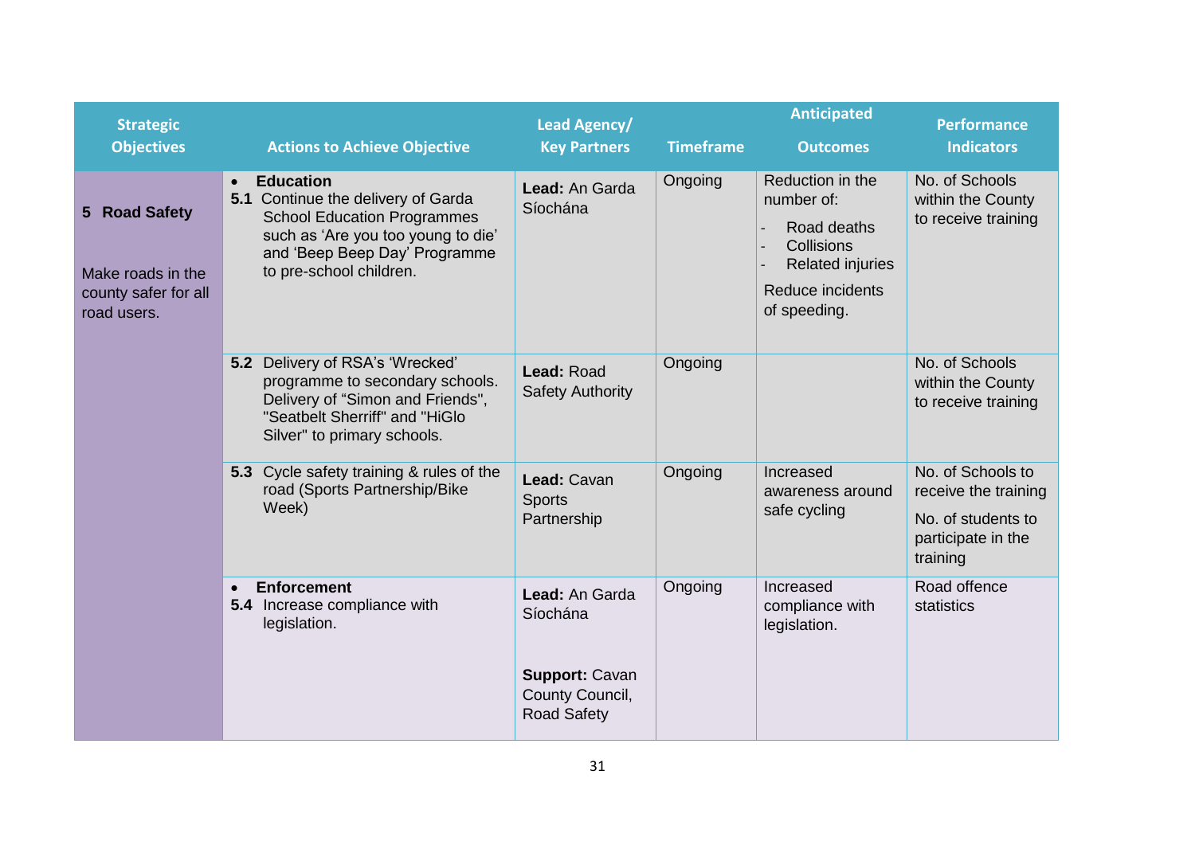| Strategic Objectives | Actions to Achieve Objective | Lead Agency/ Key Partners | Timeframe | Anticipated Outcomes | Performance Indicators |
|---|---|---|---|---|---|
| **5 Road Safety**<br><br>Make roads in the county safer for all road users. | • **Education**<br>**5.1** Continue the delivery of Garda School Education Programmes such as 'Are you too young to die' and 'Beep Beep Day' Programme to pre-school children. | **Lead:** An Garda Síochána | Ongoing | Reduction in the number of:<br>- Road deaths<br>- Collisions<br>- Related injuries<br>Reduce incidents of speeding. | No. of Schools within the County to receive training |
| | **5.2** Delivery of RSA's 'Wrecked' programme to secondary schools. Delivery of "Simon and Friends", "Seatbelt Sherriff" and "HiGlo Silver" to primary schools. | **Lead:** Road Safety Authority | Ongoing | | No. of Schools within the County to receive training |
| | **5.3** Cycle safety training & rules of the road (Sports Partnership/Bike Week) | **Lead:** Cavan Sports Partnership | Ongoing | Increased awareness around safe cycling | No. of Schools to receive the training<br>No. of students to participate in the training |
| | • **Enforcement**<br>**5.4** Increase compliance with legislation. | **Lead:** An Garda Síochána<br><br>**Support:** Cavan County Council, Road Safety | Ongoing | Increased compliance with legislation. | Road offence statistics |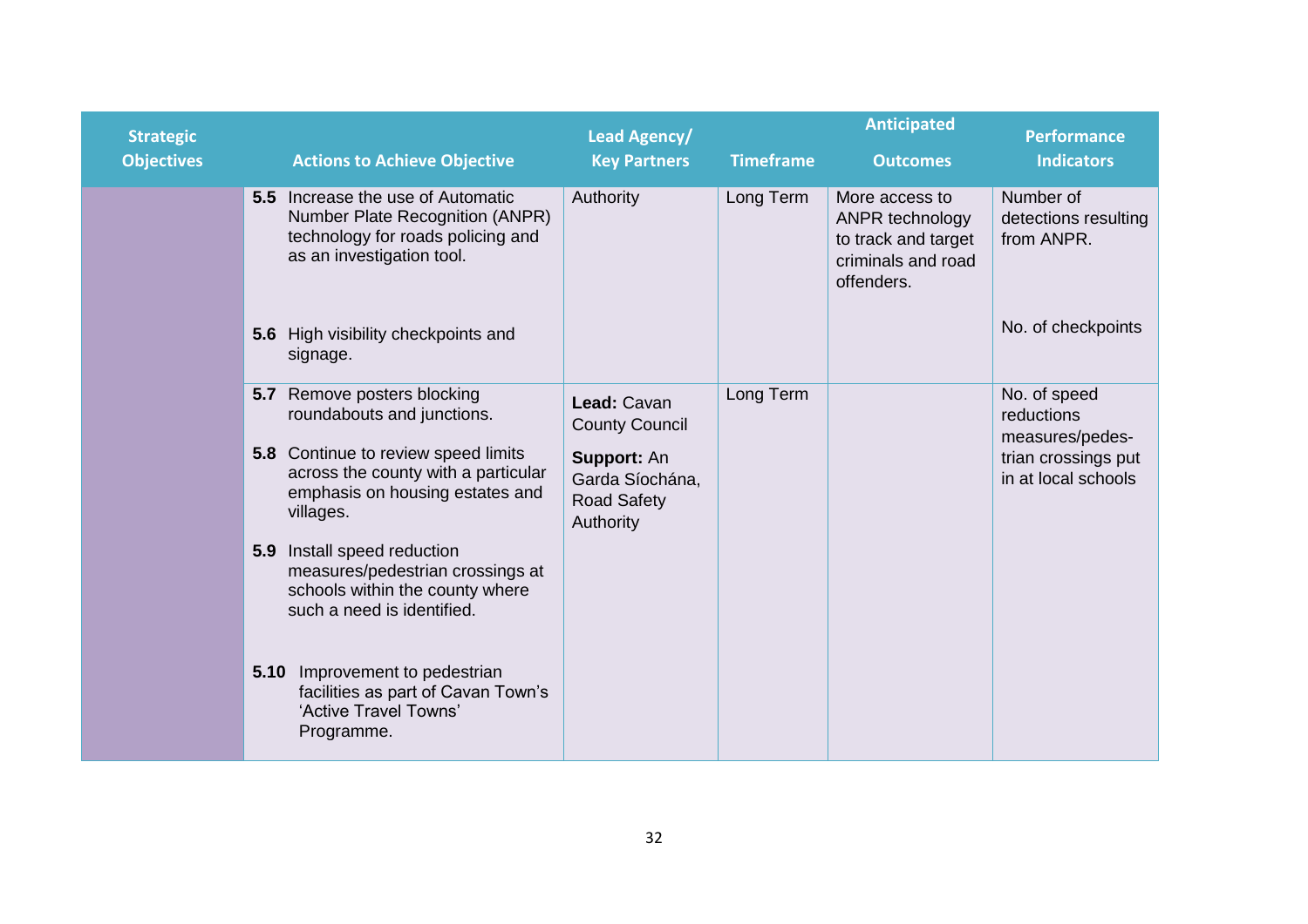| Strategic Objectives | Actions to Achieve Objective | Lead Agency/ Key Partners | Timeframe | Anticipated Outcomes | Performance Indicators |
|---|---|---|---|---|---|
| | **5.5** Increase the use of Automatic Number Plate Recognition (ANPR) technology for roads policing and as an investigation tool.<br><br>**5.6** High visibility checkpoints and signage. | Authority | Long Term | More access to ANPR technology to track and target criminals and road offenders. | Number of detections resulting from ANPR.<br><br>No. of checkpoints |
| | **5.7** Remove posters blocking roundabouts and junctions.<br><br>**5.8** Continue to review speed limits across the county with a particular emphasis on housing estates and villages.<br><br>**5.9** Install speed reduction measures/pedestrian crossings at schools within the county where such a need is identified.<br><br>**5.10** Improvement to pedestrian facilities as part of Cavan Town's 'Active Travel Towns' Programme. | **Lead:** Cavan County Council<br><br>**Support:** An Garda Síochána, Road Safety Authority | Long Term | | No. of speed reductions measures/pedes-trian crossings put in at local schools |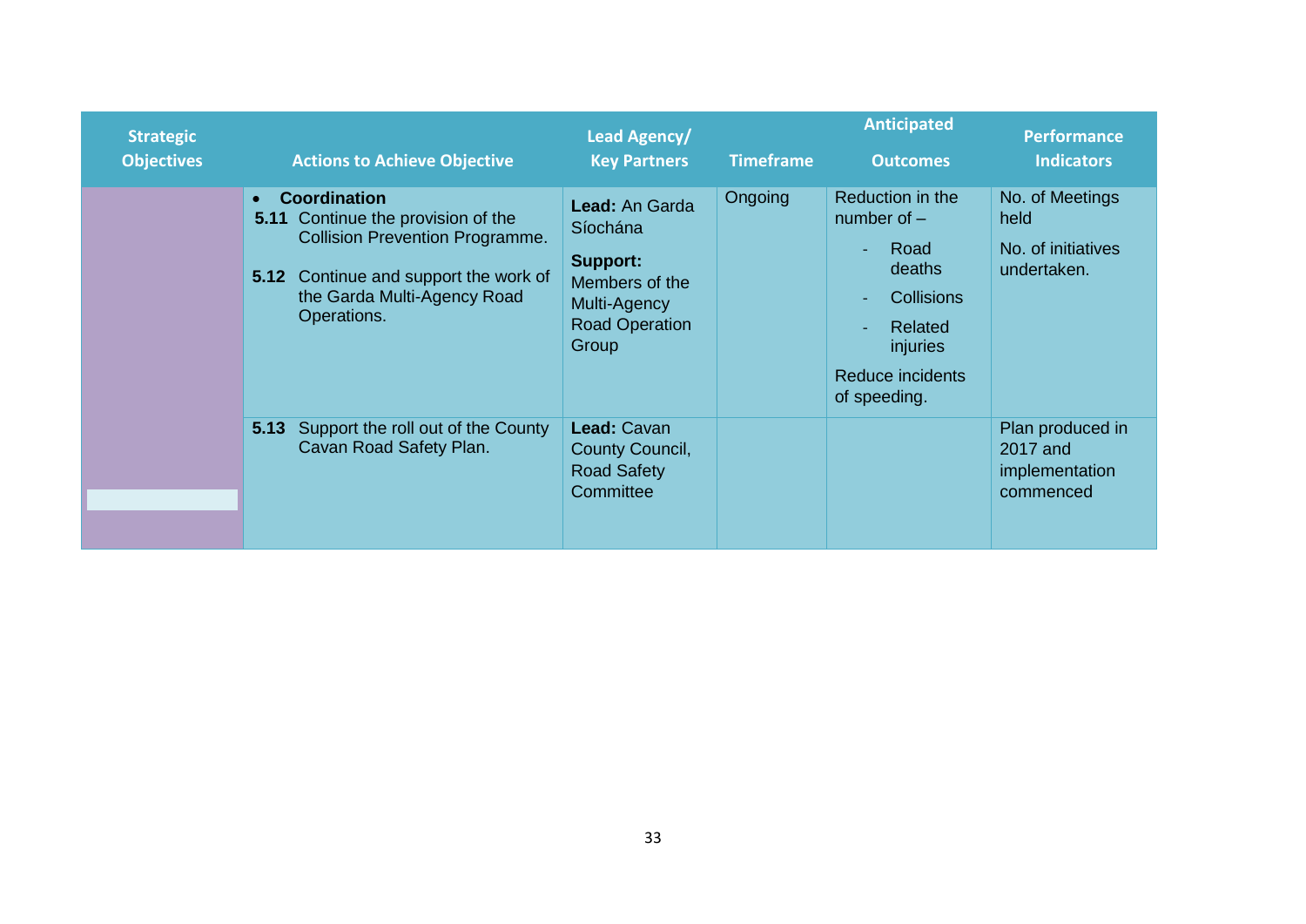| Strategic Objectives | Actions to Achieve Objective | Lead Agency/ Key Partners | Timeframe | Anticipated Outcomes | Performance Indicators |
|---|---|---|---|---|---|
| | • **Coordination**<br>**5.11** Continue the provision of the Collision Prevention Programme.<br><br>**5.12** Continue and support the work of the Garda Multi-Agency Road Operations. | **Lead:** An Garda Síochána<br><br>**Support:** Members of the Multi-Agency Road Operation Group | Ongoing | Reduction in the number of –<br>- Road deaths<br>- Collisions<br>- Related injuries<br><br>Reduce incidents of speeding. | No. of Meetings held<br><br>No. of initiatives undertaken. |
| | **5.13** Support the roll out of the County Cavan Road Safety Plan. | **Lead:** Cavan County Council, Road Safety Committee | | | Plan produced in 2017 and implementation commenced |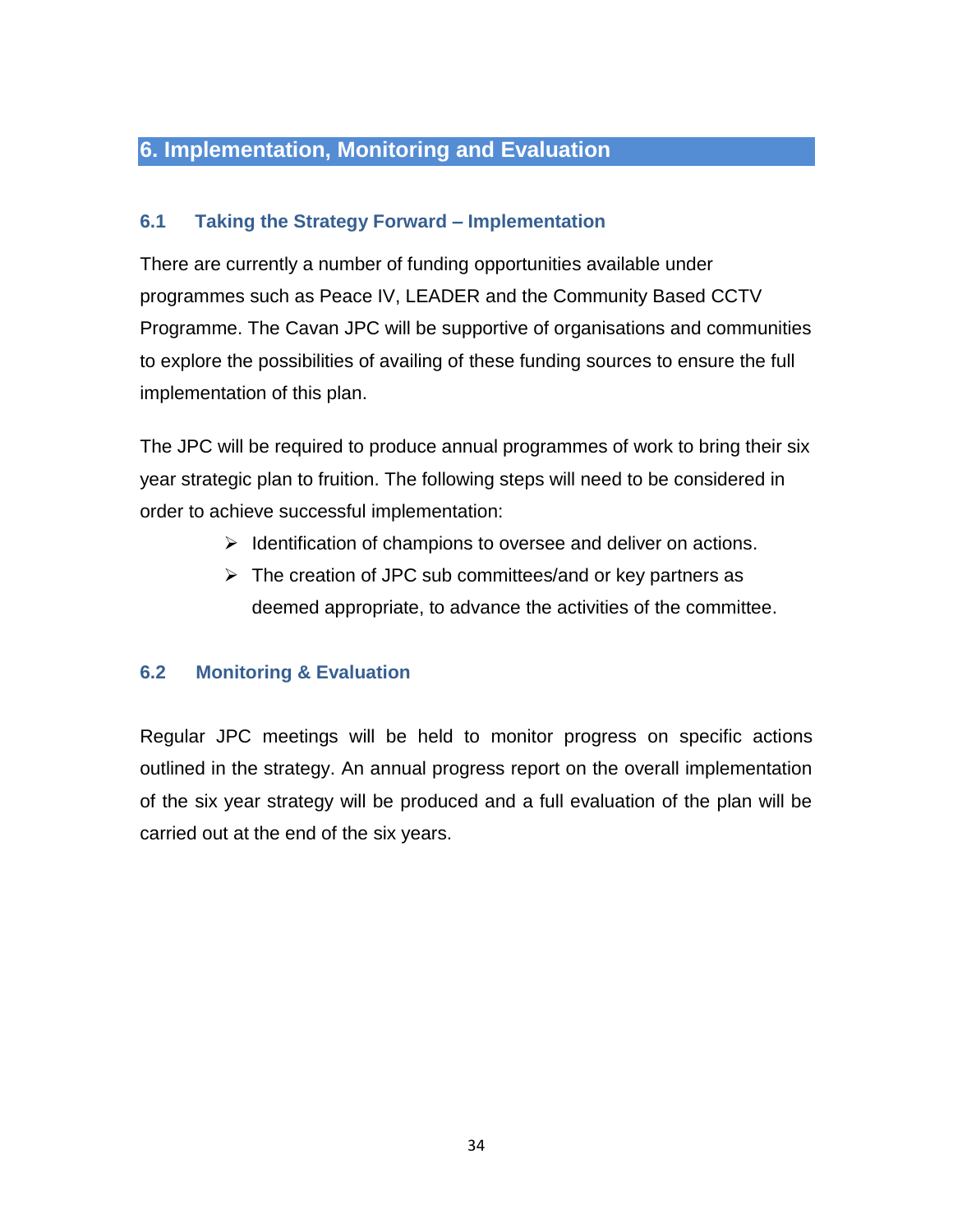# 6. Implementation, Monitoring and Evaluation

## 6.1 Taking the Strategy Forward – Implementation

There are currently a number of funding opportunities available under programmes such as Peace IV, LEADER and the Community Based CCTV Programme. The Cavan JPC will be supportive of organisations and communities to explore the possibilities of availing of these funding sources to ensure the full implementation of this plan.

The JPC will be required to produce annual programmes of work to bring their six year strategic plan to fruition. The following steps will need to be considered in order to achieve successful implementation:

- Identification of champions to oversee and deliver on actions.
- The creation of JPC sub committees/and or key partners as deemed appropriate, to advance the activities of the committee.

## 6.2 Monitoring & Evaluation

Regular JPC meetings will be held to monitor progress on specific actions outlined in the strategy. An annual progress report on the overall implementation of the six year strategy will be produced and a full evaluation of the plan will be carried out at the end of the six years.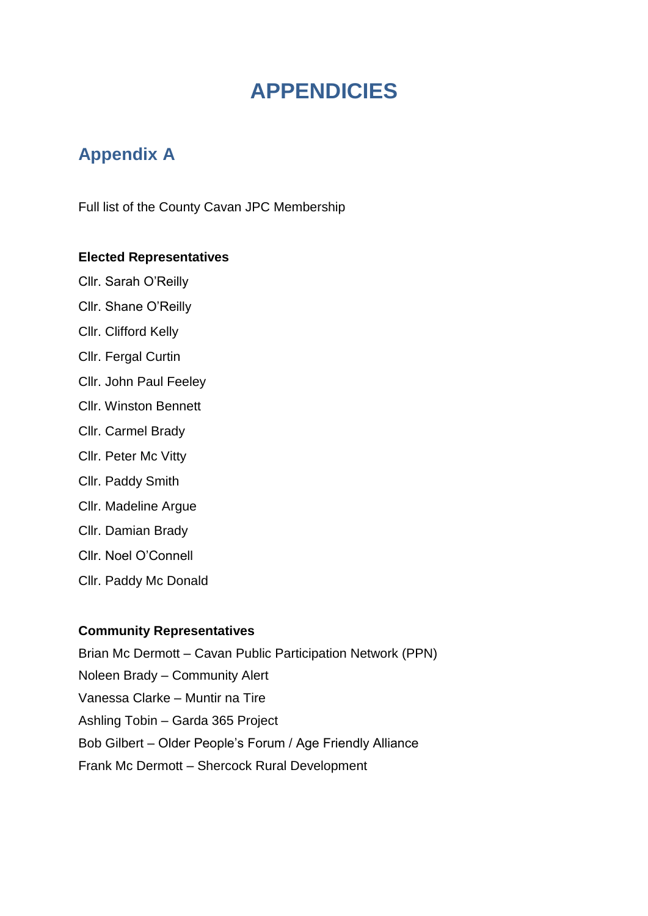# APPENDICIES

## Appendix A

Full list of the County Cavan JPC Membership

**Elected Representatives**

Cllr. Sarah O'Reilly

Cllr. Shane O'Reilly

Cllr. Clifford Kelly

Cllr. Fergal Curtin

Cllr. John Paul Feeley

Cllr. Winston Bennett

Cllr. Carmel Brady

Cllr. Peter Mc Vitty

Cllr. Paddy Smith

Cllr. Madeline Argue

Cllr. Damian Brady

Cllr. Noel O'Connell

Cllr. Paddy Mc Donald

**Community Representatives**

Brian Mc Dermott – Cavan Public Participation Network (PPN)

Noleen Brady – Community Alert

Vanessa Clarke – Muntir na Tire

Ashling Tobin – Garda 365 Project

Bob Gilbert – Older People's Forum / Age Friendly Alliance

Frank Mc Dermott – Shercock Rural Development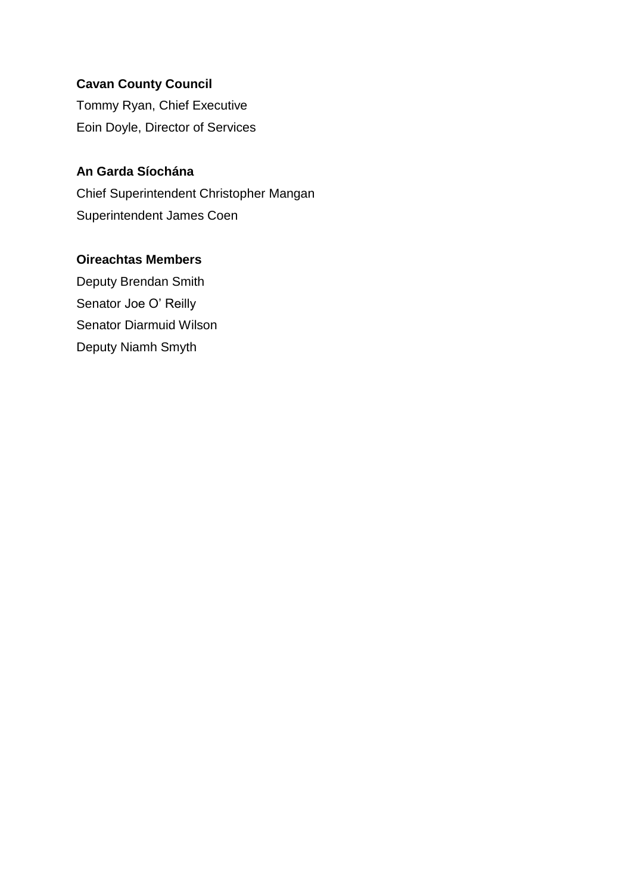**Cavan County Council**

Tommy Ryan, Chief Executive

Eoin Doyle, Director of Services

**An Garda Síochána**

Chief Superintendent Christopher Mangan

Superintendent James Coen

**Oireachtas Members**

Deputy Brendan Smith

Senator Joe O' Reilly

Senator Diarmuid Wilson

Deputy Niamh Smyth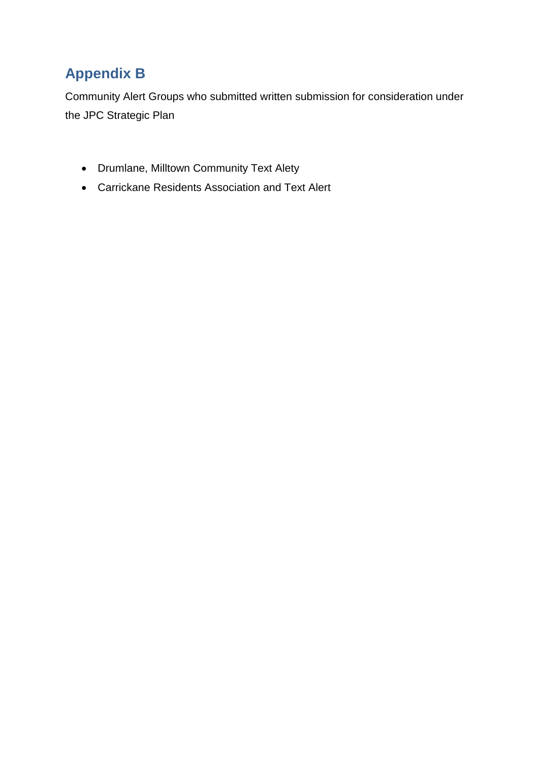## Appendix B

Community Alert Groups who submitted written submission for consideration under the JPC Strategic Plan

- Drumlane, Milltown Community Text Alety
- Carrickane Residents Association and Text Alert